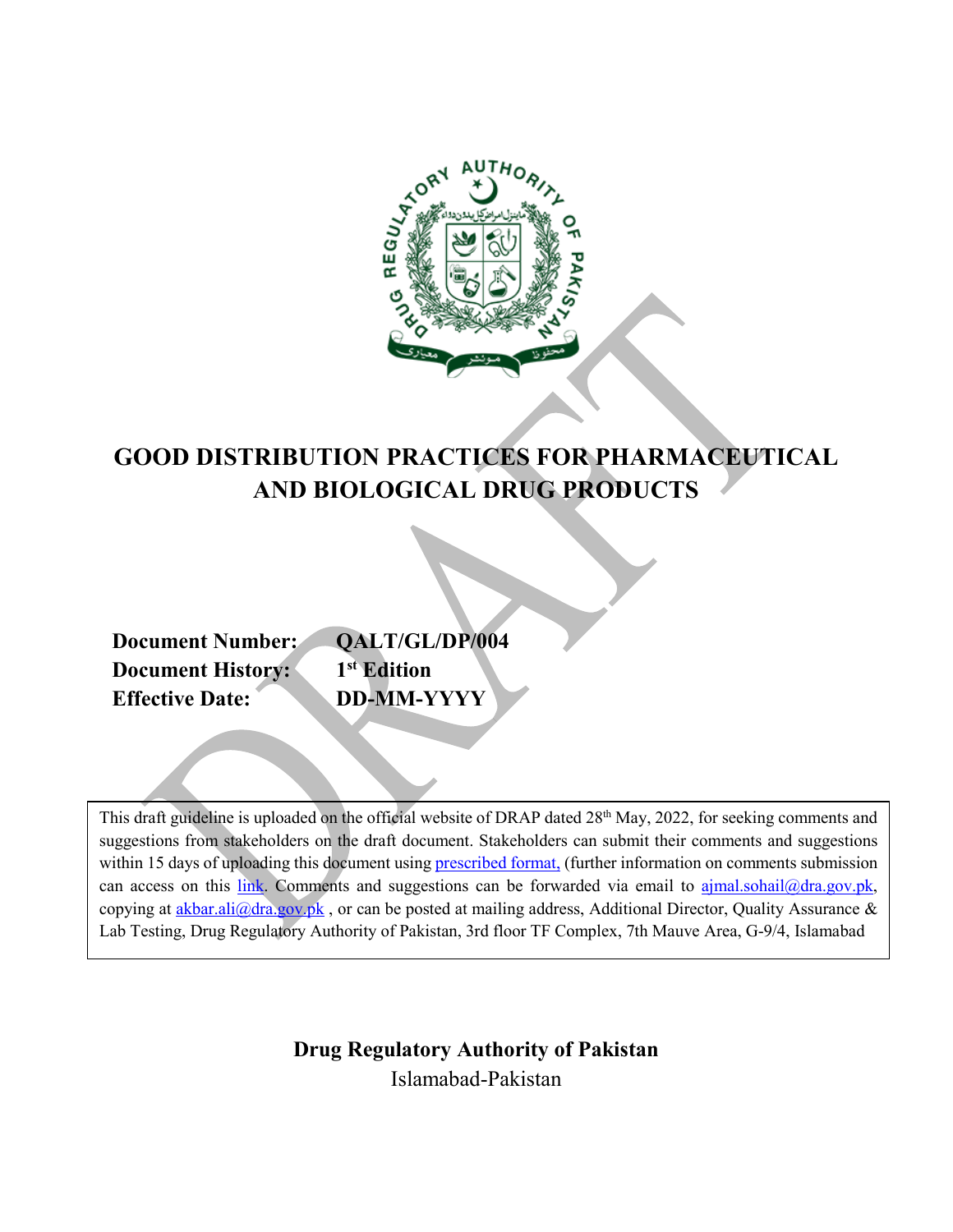# GOOD DISTRIBUTION PRACTICES FOR PHARMACEUTICAL AND BIOLOGICAL DRUG PRODUCTS

**Document Number:** QALT/GL/DP/004
**Document History:** 1st Edition
**Effective Date:** DD-MM-YYYY

This draft guideline is uploaded on the official website of DRAP dated 28th May, 2022, for seeking comments and suggestions from stakeholders on the draft document. Stakeholders can submit their comments and suggestions within 15 days of uploading this document using prescribed format, (further information on comments submission can access on this link. Comments and suggestions can be forwarded via email to ajmal.sohail@dra.gov.pk, copying at akbar.ali@dra.gov.pk , or can be posted at mailing address, Additional Director, Quality Assurance & Lab Testing, Drug Regulatory Authority of Pakistan, 3rd floor TF Complex, 7th Mauve Area, G-9/4, Islamabad

**Drug Regulatory Authority of Pakistan**
Islamabad-Pakistan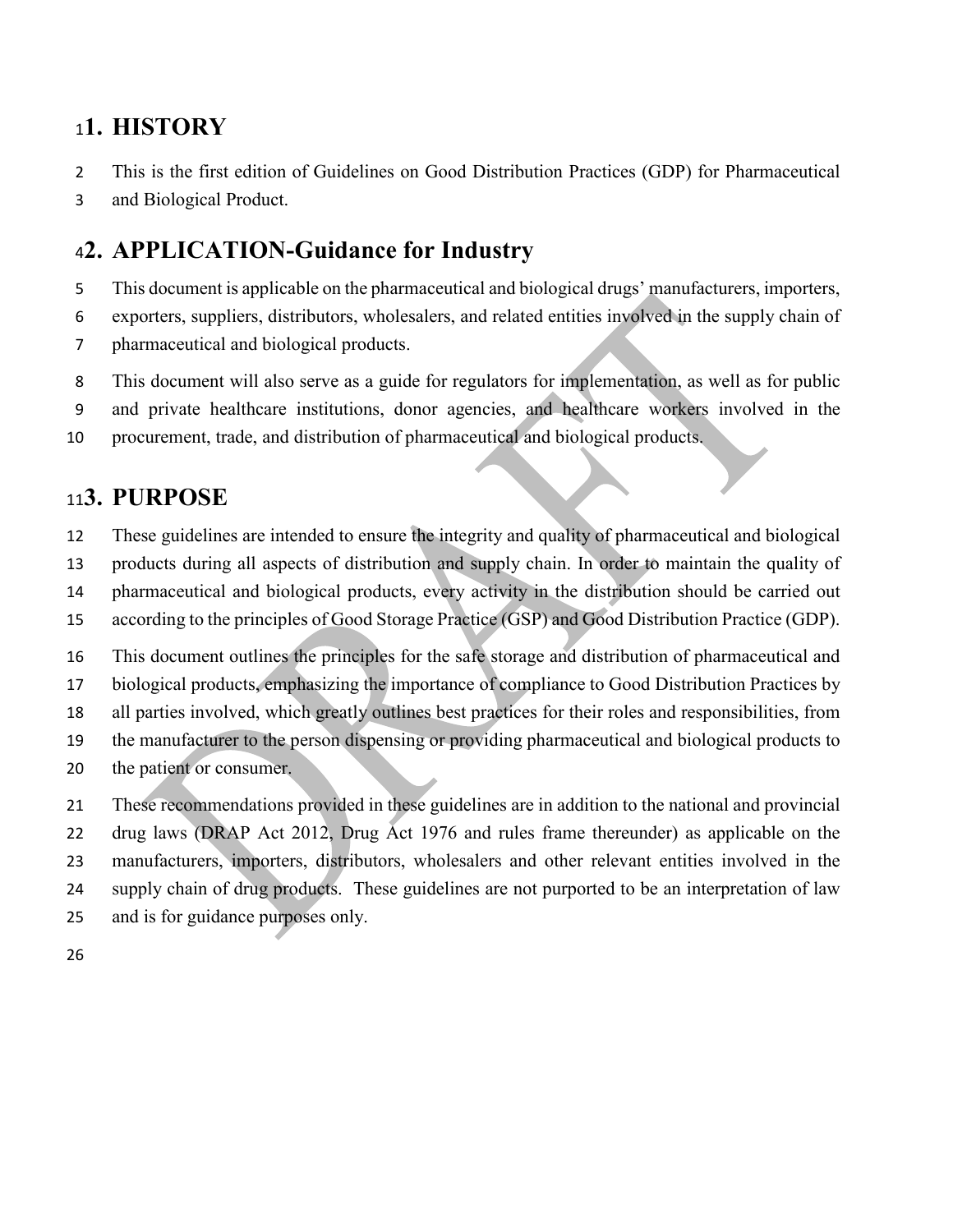## 1. HISTORY

This is the first edition of Guidelines on Good Distribution Practices (GDP) for Pharmaceutical and Biological Product.

## 2. APPLICATION-Guidance for Industry

This document is applicable on the pharmaceutical and biological drugs' manufacturers, importers, exporters, suppliers, distributors, wholesalers, and related entities involved in the supply chain of pharmaceutical and biological products.

This document will also serve as a guide for regulators for implementation, as well as for public and private healthcare institutions, donor agencies, and healthcare workers involved in the procurement, trade, and distribution of pharmaceutical and biological products.

## 3. PURPOSE

These guidelines are intended to ensure the integrity and quality of pharmaceutical and biological products during all aspects of distribution and supply chain. In order to maintain the quality of pharmaceutical and biological products, every activity in the distribution should be carried out according to the principles of Good Storage Practice (GSP) and Good Distribution Practice (GDP).

This document outlines the principles for the safe storage and distribution of pharmaceutical and biological products, emphasizing the importance of compliance to Good Distribution Practices by all parties involved, which greatly outlines best practices for their roles and responsibilities, from the manufacturer to the person dispensing or providing pharmaceutical and biological products to the patient or consumer.

These recommendations provided in these guidelines are in addition to the national and provincial drug laws (DRAP Act 2012, Drug Act 1976 and rules frame thereunder) as applicable on the manufacturers, importers, distributors, wholesalers and other relevant entities involved in the supply chain of drug products. These guidelines are not purported to be an interpretation of law and is for guidance purposes only.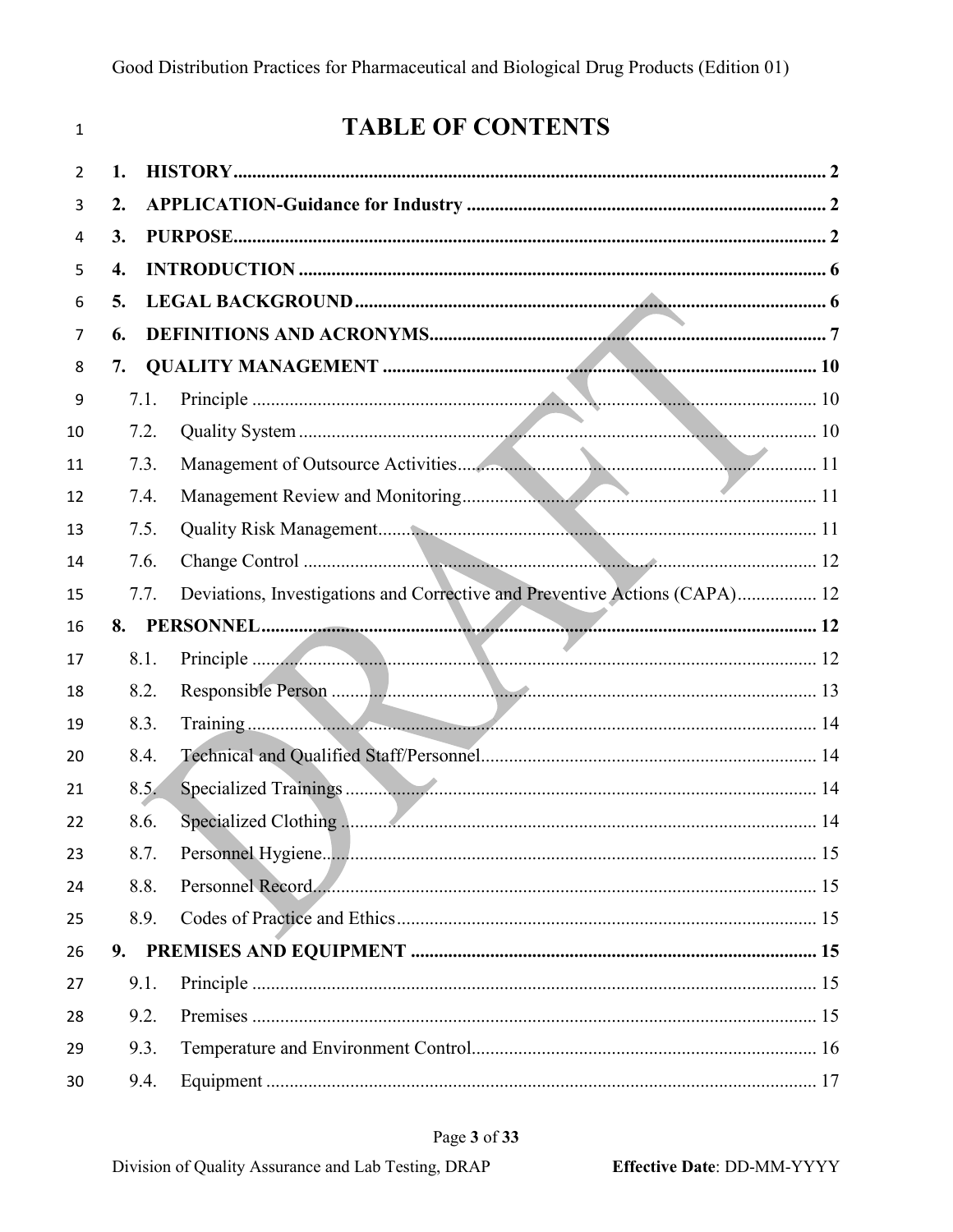# TABLE OF CONTENTS

1. **HISTORY** ... 2
2. **APPLICATION-Guidance for Industry** ... 2
3. **PURPOSE** ... 2
4. **INTRODUCTION** ... 6
5. **LEGAL BACKGROUND** ... 6
6. **DEFINITIONS AND ACRONYMS** ... 7
7. **QUALITY MANAGEMENT** ... 10
   - 7.1. Principle ... 10
   - 7.2. Quality System ... 10
   - 7.3. Management of Outsource Activities ... 11
   - 7.4. Management Review and Monitoring ... 11
   - 7.5. Quality Risk Management ... 11
   - 7.6. Change Control ... 12
   - 7.7. Deviations, Investigations and Corrective and Preventive Actions (CAPA) ... 12
8. **PERSONNEL** ... 12
   - 8.1. Principle ... 12
   - 8.2. Responsible Person ... 13
   - 8.3. Training ... 14
   - 8.4. Technical and Qualified Staff/Personnel ... 14
   - 8.5. Specialized Trainings ... 14
   - 8.6. Specialized Clothing ... 14
   - 8.7. Personnel Hygiene ... 15
   - 8.8. Personnel Record ... 15
   - 8.9. Codes of Practice and Ethics ... 15
9. **PREMISES AND EQUIPMENT** ... 15
   - 9.1. Principle ... 15
   - 9.2. Premises ... 15
   - 9.3. Temperature and Environment Control ... 16
   - 9.4. Equipment ... 17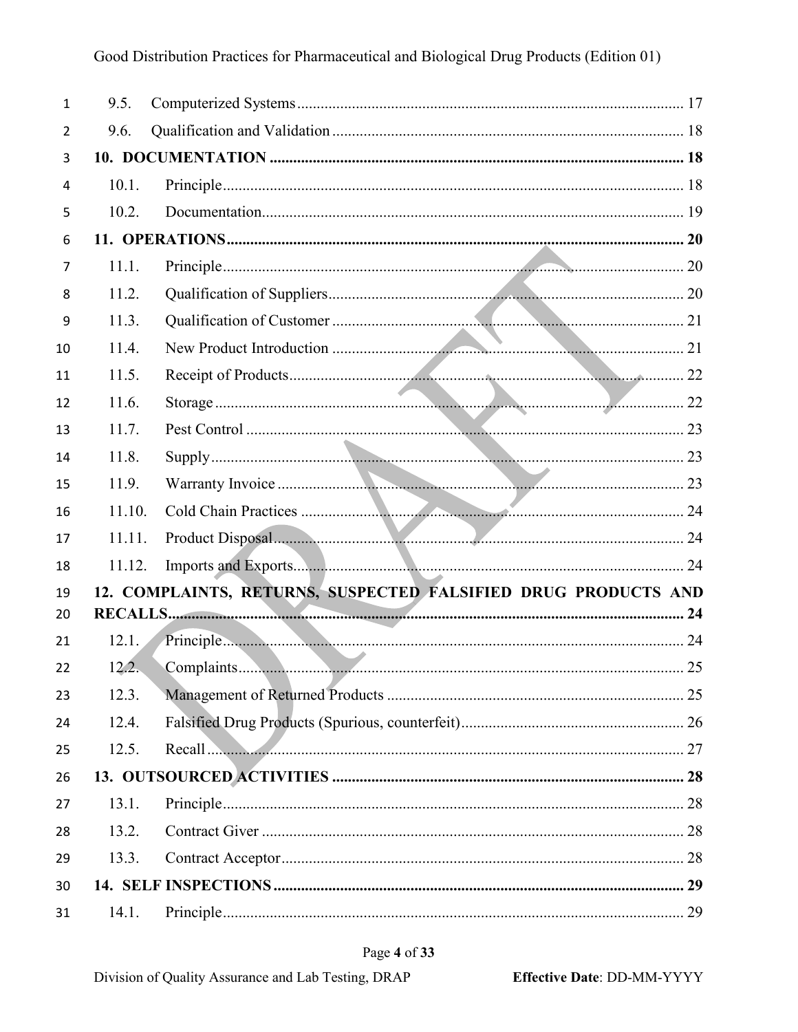9.5. Computerized Systems ........ 17

9.6. Qualification and Validation ........ 18

**10. DOCUMENTATION ........ 18**

10.1. Principle ........ 18

10.2. Documentation ........ 19

**11. OPERATIONS ........ 20**

11.1. Principle ........ 20

11.2. Qualification of Suppliers ........ 20

11.3. Qualification of Customer ........ 21

11.4. New Product Introduction ........ 21

11.5. Receipt of Products ........ 22

11.6. Storage ........ 22

11.7. Pest Control ........ 23

11.8. Supply ........ 23

11.9. Warranty Invoice ........ 23

11.10. Cold Chain Practices ........ 24

11.11. Product Disposal ........ 24

11.12. Imports and Exports ........ 24

**12. COMPLAINTS, RETURNS, SUSPECTED FALSIFIED DRUG PRODUCTS AND RECALLS ........ 24**

12.1. Principle ........ 24

12.2. Complaints ........ 25

12.3. Management of Returned Products ........ 25

12.4. Falsified Drug Products (Spurious, counterfeit) ........ 26

12.5. Recall ........ 27

**13. OUTSOURCED ACTIVITIES ........ 28**

13.1. Principle ........ 28

13.2. Contract Giver ........ 28

13.3. Contract Acceptor ........ 28

**14. SELF INSPECTIONS ........ 29**

14.1. Principle ........ 29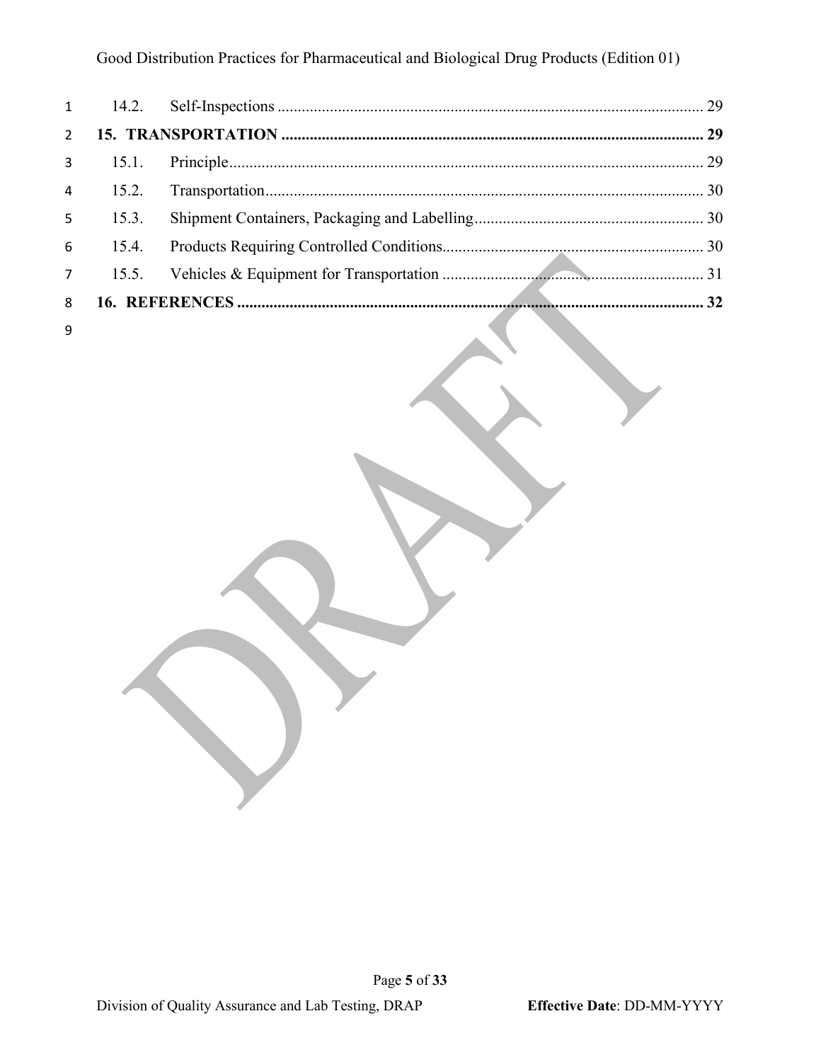| | | |
|---|---|---|
| 14.2. | Self-Inspections | 29 |
| **15.** | **TRANSPORTATION** | **29** |
| 15.1. | Principle | 29 |
| 15.2. | Transportation | 30 |
| 15.3. | Shipment Containers, Packaging and Labelling | 30 |
| 15.4. | Products Requiring Controlled Conditions | 30 |
| 15.5. | Vehicles & Equipment for Transportation | 31 |
| **16.** | **REFERENCES** | **32** |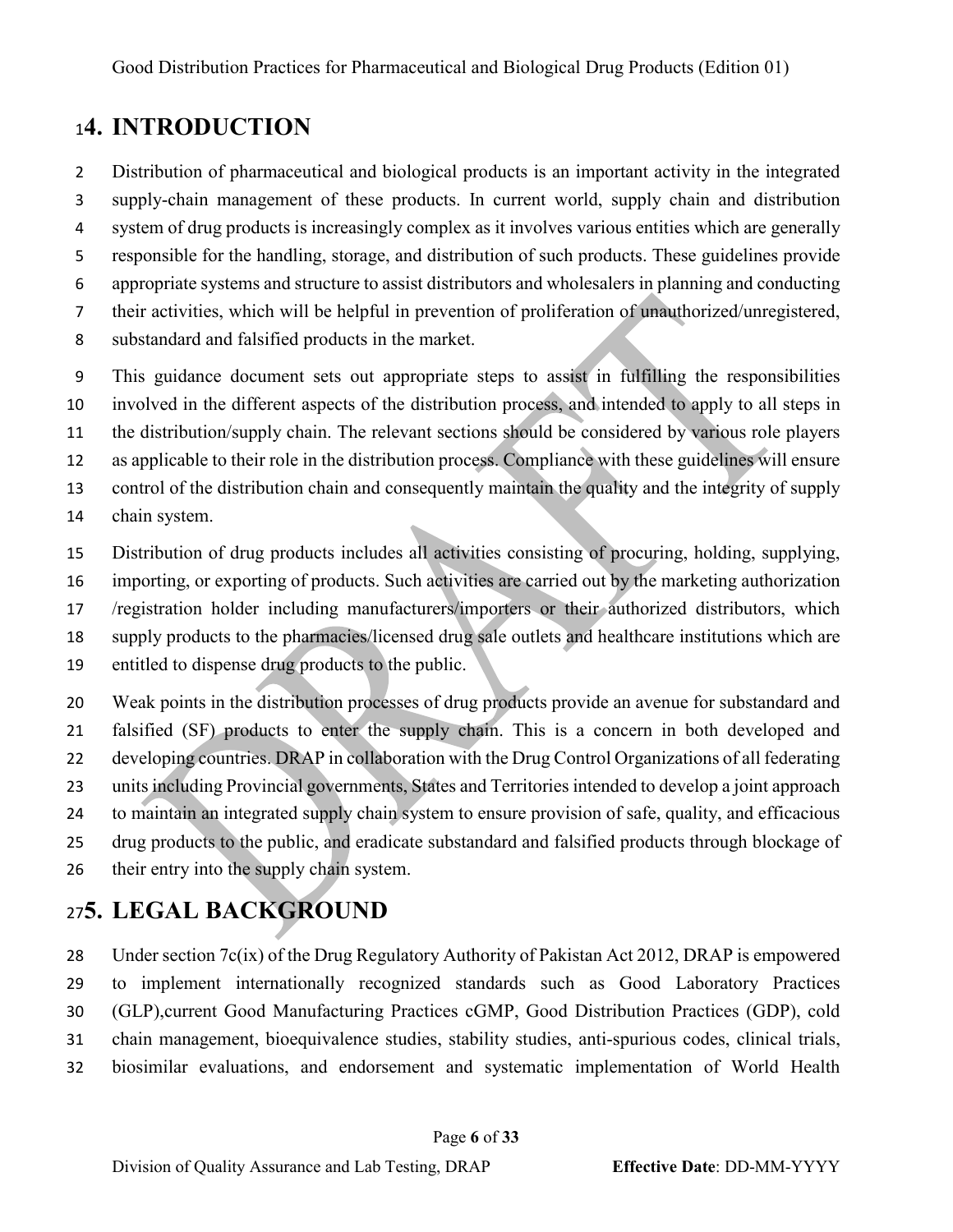# 4. INTRODUCTION

Distribution of pharmaceutical and biological products is an important activity in the integrated supply-chain management of these products. In current world, supply chain and distribution system of drug products is increasingly complex as it involves various entities which are generally responsible for the handling, storage, and distribution of such products. These guidelines provide appropriate systems and structure to assist distributors and wholesalers in planning and conducting their activities, which will be helpful in prevention of proliferation of unauthorized/unregistered, substandard and falsified products in the market.

This guidance document sets out appropriate steps to assist in fulfilling the responsibilities involved in the different aspects of the distribution process, and intended to apply to all steps in the distribution/supply chain. The relevant sections should be considered by various role players as applicable to their role in the distribution process. Compliance with these guidelines will ensure control of the distribution chain and consequently maintain the quality and the integrity of supply chain system.

Distribution of drug products includes all activities consisting of procuring, holding, supplying, importing, or exporting of products. Such activities are carried out by the marketing authorization /registration holder including manufacturers/importers or their authorized distributors, which supply products to the pharmacies/licensed drug sale outlets and healthcare institutions which are entitled to dispense drug products to the public.

Weak points in the distribution processes of drug products provide an avenue for substandard and falsified (SF) products to enter the supply chain. This is a concern in both developed and developing countries. DRAP in collaboration with the Drug Control Organizations of all federating units including Provincial governments, States and Territories intended to develop a joint approach to maintain an integrated supply chain system to ensure provision of safe, quality, and efficacious drug products to the public, and eradicate substandard and falsified products through blockage of their entry into the supply chain system.

# 5. LEGAL BACKGROUND

Under section 7c(ix) of the Drug Regulatory Authority of Pakistan Act 2012, DRAP is empowered to implement internationally recognized standards such as Good Laboratory Practices (GLP),current Good Manufacturing Practices cGMP, Good Distribution Practices (GDP), cold chain management, bioequivalence studies, stability studies, anti-spurious codes, clinical trials, biosimilar evaluations, and endorsement and systematic implementation of World Health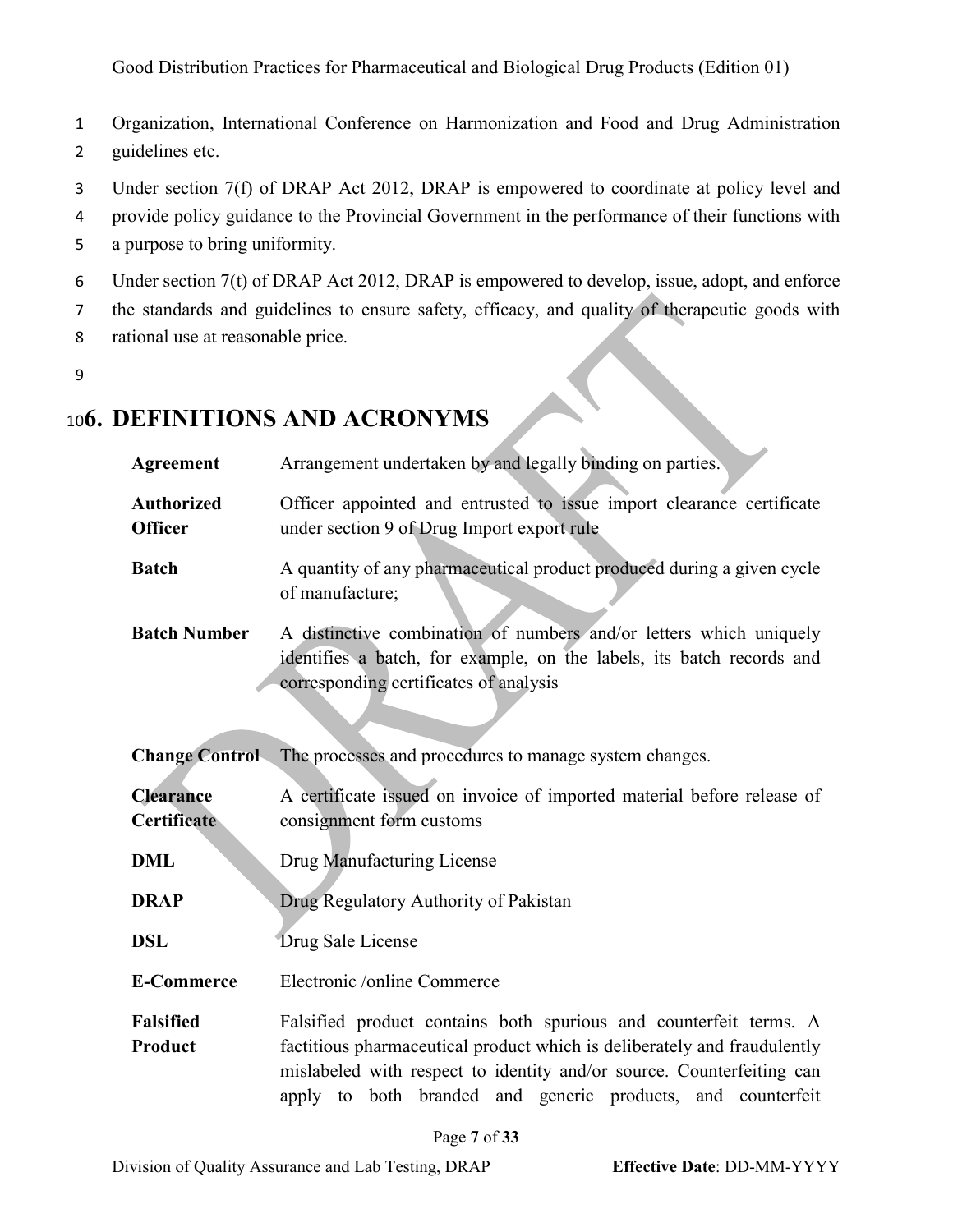Organization, International Conference on Harmonization and Food and Drug Administration guidelines etc.

Under section 7(f) of DRAP Act 2012, DRAP is empowered to coordinate at policy level and provide policy guidance to the Provincial Government in the performance of their functions with a purpose to bring uniformity.

Under section 7(t) of DRAP Act 2012, DRAP is empowered to develop, issue, adopt, and enforce the standards and guidelines to ensure safety, efficacy, and quality of therapeutic goods with rational use at reasonable price.

# 6. DEFINITIONS AND ACRONYMS

| | |
|---|---|
| **Agreement** | Arrangement undertaken by and legally binding on parties. |
| **Authorized Officer** | Officer appointed and entrusted to issue import clearance certificate under section 9 of Drug Import export rule |
| **Batch** | A quantity of any pharmaceutical product produced during a given cycle of manufacture; |
| **Batch Number** | A distinctive combination of numbers and/or letters which uniquely identifies a batch, for example, on the labels, its batch records and corresponding certificates of analysis |
| **Change Control** | The processes and procedures to manage system changes. |
| **Clearance Certificate** | A certificate issued on invoice of imported material before release of consignment form customs |
| **DML** | Drug Manufacturing License |
| **DRAP** | Drug Regulatory Authority of Pakistan |
| **DSL** | Drug Sale License |
| **E-Commerce** | Electronic /online Commerce |
| **Falsified Product** | Falsified product contains both spurious and counterfeit terms. A factitious pharmaceutical product which is deliberately and fraudulently mislabeled with respect to identity and/or source. Counterfeiting can apply to both branded and generic products, and counterfeit |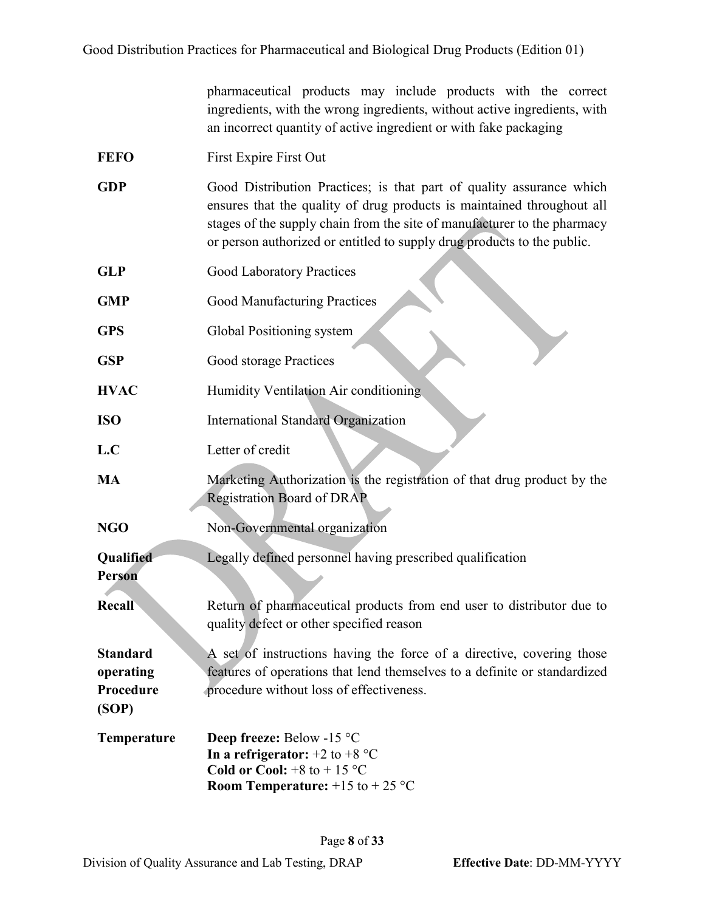pharmaceutical products may include products with the correct ingredients, with the wrong ingredients, without active ingredients, with an incorrect quantity of active ingredient or with fake packaging

| | |
|---|---|
| **FEFO** | First Expire First Out |
| **GDP** | Good Distribution Practices; is that part of quality assurance which ensures that the quality of drug products is maintained throughout all stages of the supply chain from the site of manufacturer to the pharmacy or person authorized or entitled to supply drug products to the public. |
| **GLP** | Good Laboratory Practices |
| **GMP** | Good Manufacturing Practices |
| **GPS** | Global Positioning system |
| **GSP** | Good storage Practices |
| **HVAC** | Humidity Ventilation Air conditioning |
| **ISO** | International Standard Organization |
| **L.C** | Letter of credit |
| **MA** | Marketing Authorization is the registration of that drug product by the Registration Board of DRAP |
| **NGO** | Non-Governmental organization |
| **Qualified Person** | Legally defined personnel having prescribed qualification |
| **Recall** | Return of pharmaceutical products from end user to distributor due to quality defect or other specified reason |
| **Standard operating Procedure (SOP)** | A set of instructions having the force of a directive, covering those features of operations that lend themselves to a definite or standardized procedure without loss of effectiveness. |
| **Temperature** | **Deep freeze:** Below -15 °C<br>**In a refrigerator:** +2 to +8 °C<br>**Cold or Cool:** +8 to + 15 °C<br>**Room Temperature:** +15 to + 25 °C |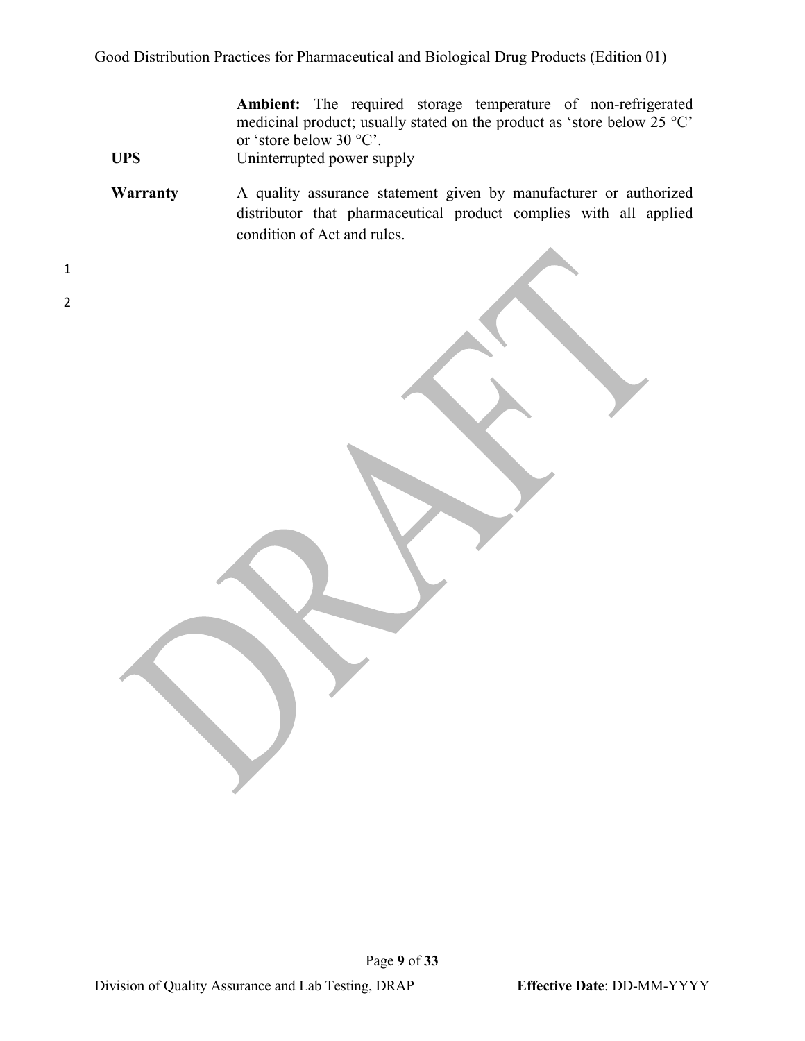**Ambient:** The required storage temperature of non-refrigerated medicinal product; usually stated on the product as 'store below 25 °C' or 'store below 30 °C'.

**UPS** Uninterrupted power supply

**Warranty** A quality assurance statement given by manufacturer or authorized distributor that pharmaceutical product complies with all applied condition of Act and rules.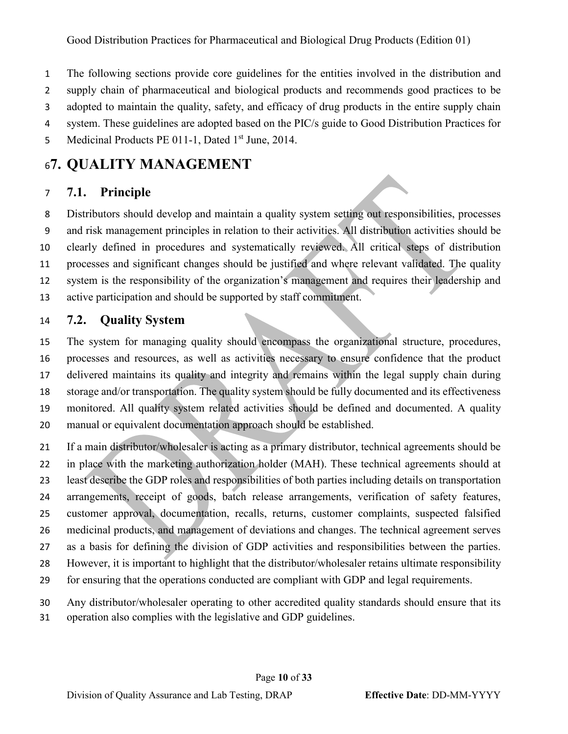The following sections provide core guidelines for the entities involved in the distribution and supply chain of pharmaceutical and biological products and recommends good practices to be adopted to maintain the quality, safety, and efficacy of drug products in the entire supply chain system. These guidelines are adopted based on the PIC/s guide to Good Distribution Practices for Medicinal Products PE 011-1, Dated 1st June, 2014.

# 7. QUALITY MANAGEMENT

## 7.1. Principle

Distributors should develop and maintain a quality system setting out responsibilities, processes and risk management principles in relation to their activities. All distribution activities should be clearly defined in procedures and systematically reviewed. All critical steps of distribution processes and significant changes should be justified and where relevant validated. The quality system is the responsibility of the organization's management and requires their leadership and active participation and should be supported by staff commitment.

## 7.2. Quality System

The system for managing quality should encompass the organizational structure, procedures, processes and resources, as well as activities necessary to ensure confidence that the product delivered maintains its quality and integrity and remains within the legal supply chain during storage and/or transportation. The quality system should be fully documented and its effectiveness monitored. All quality system related activities should be defined and documented. A quality manual or equivalent documentation approach should be established.

If a main distributor/wholesaler is acting as a primary distributor, technical agreements should be in place with the marketing authorization holder (MAH). These technical agreements should at least describe the GDP roles and responsibilities of both parties including details on transportation arrangements, receipt of goods, batch release arrangements, verification of safety features, customer approval, documentation, recalls, returns, customer complaints, suspected falsified medicinal products, and management of deviations and changes. The technical agreement serves as a basis for defining the division of GDP activities and responsibilities between the parties. However, it is important to highlight that the distributor/wholesaler retains ultimate responsibility for ensuring that the operations conducted are compliant with GDP and legal requirements.

Any distributor/wholesaler operating to other accredited quality standards should ensure that its operation also complies with the legislative and GDP guidelines.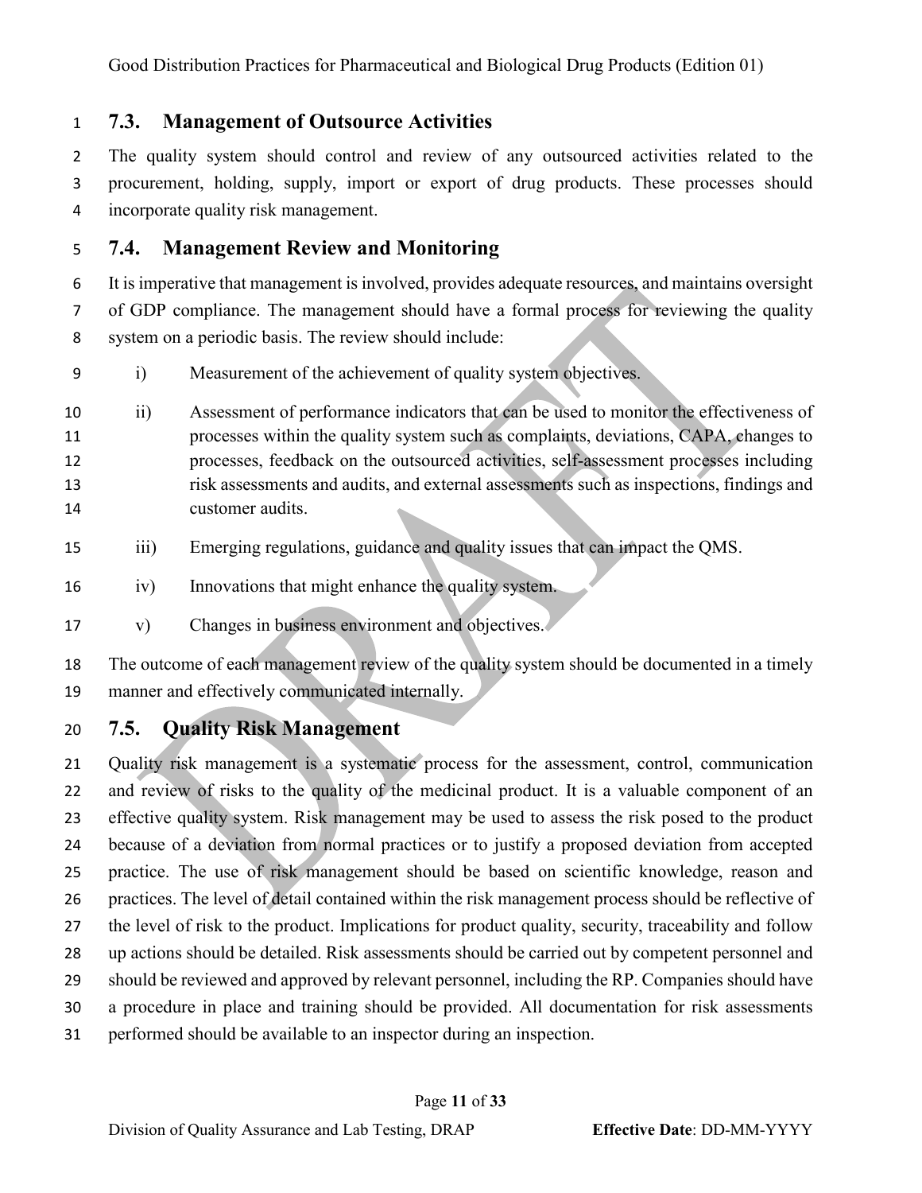## 7.3. Management of Outsource Activities

The quality system should control and review of any outsourced activities related to the procurement, holding, supply, import or export of drug products. These processes should incorporate quality risk management.

## 7.4. Management Review and Monitoring

It is imperative that management is involved, provides adequate resources, and maintains oversight of GDP compliance. The management should have a formal process for reviewing the quality system on a periodic basis. The review should include:

i) Measurement of the achievement of quality system objectives.

ii) Assessment of performance indicators that can be used to monitor the effectiveness of processes within the quality system such as complaints, deviations, CAPA, changes to processes, feedback on the outsourced activities, self-assessment processes including risk assessments and audits, and external assessments such as inspections, findings and customer audits.

iii) Emerging regulations, guidance and quality issues that can impact the QMS.

iv) Innovations that might enhance the quality system.

v) Changes in business environment and objectives.

The outcome of each management review of the quality system should be documented in a timely manner and effectively communicated internally.

## 7.5. Quality Risk Management

Quality risk management is a systematic process for the assessment, control, communication and review of risks to the quality of the medicinal product. It is a valuable component of an effective quality system. Risk management may be used to assess the risk posed to the product because of a deviation from normal practices or to justify a proposed deviation from accepted practice. The use of risk management should be based on scientific knowledge, reason and practices. The level of detail contained within the risk management process should be reflective of the level of risk to the product. Implications for product quality, security, traceability and follow up actions should be detailed. Risk assessments should be carried out by competent personnel and should be reviewed and approved by relevant personnel, including the RP. Companies should have a procedure in place and training should be provided. All documentation for risk assessments performed should be available to an inspector during an inspection.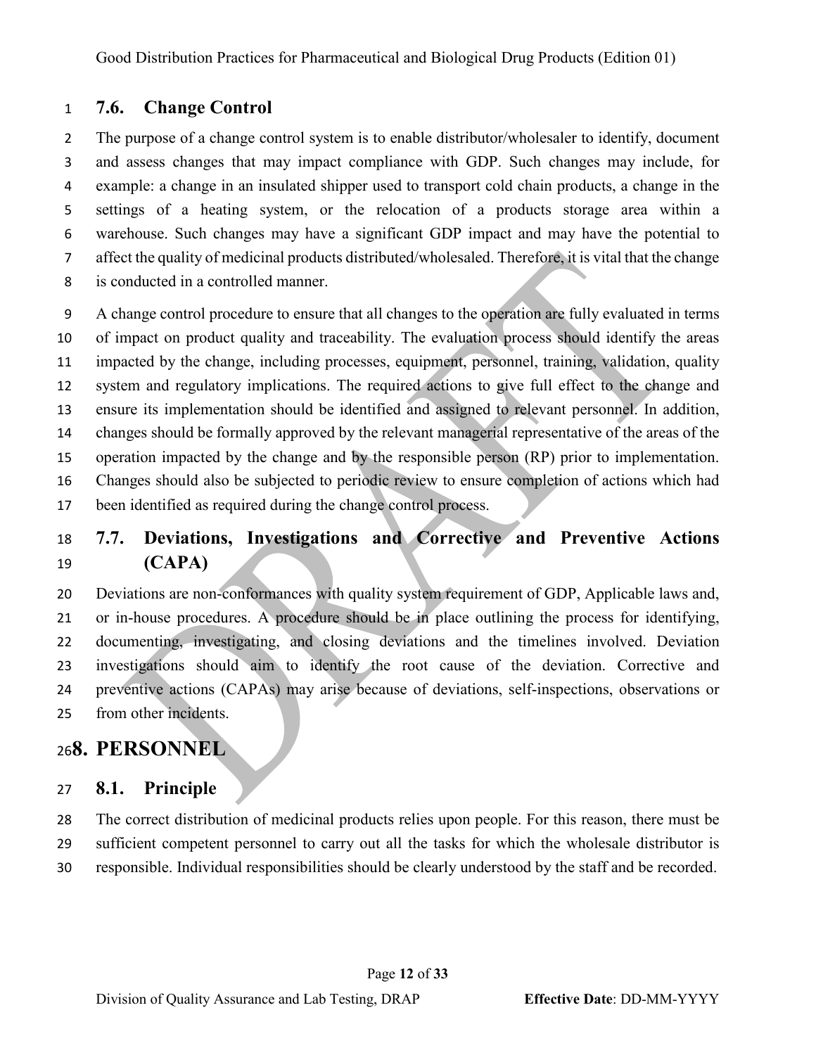### 7.6. Change Control

The purpose of a change control system is to enable distributor/wholesaler to identify, document and assess changes that may impact compliance with GDP. Such changes may include, for example: a change in an insulated shipper used to transport cold chain products, a change in the settings of a heating system, or the relocation of a products storage area within a warehouse. Such changes may have a significant GDP impact and may have the potential to affect the quality of medicinal products distributed/wholesaled. Therefore, it is vital that the change is conducted in a controlled manner.

A change control procedure to ensure that all changes to the operation are fully evaluated in terms of impact on product quality and traceability. The evaluation process should identify the areas impacted by the change, including processes, equipment, personnel, training, validation, quality system and regulatory implications. The required actions to give full effect to the change and ensure its implementation should be identified and assigned to relevant personnel. In addition, changes should be formally approved by the relevant managerial representative of the areas of the operation impacted by the change and by the responsible person (RP) prior to implementation. Changes should also be subjected to periodic review to ensure completion of actions which had been identified as required during the change control process.

### 7.7. Deviations, Investigations and Corrective and Preventive Actions (CAPA)

Deviations are non-conformances with quality system requirement of GDP, Applicable laws and, or in-house procedures. A procedure should be in place outlining the process for identifying, documenting, investigating, and closing deviations and the timelines involved. Deviation investigations should aim to identify the root cause of the deviation. Corrective and preventive actions (CAPAs) may arise because of deviations, self-inspections, observations or from other incidents.

## 8. PERSONNEL

### 8.1. Principle

The correct distribution of medicinal products relies upon people. For this reason, there must be sufficient competent personnel to carry out all the tasks for which the wholesale distributor is responsible. Individual responsibilities should be clearly understood by the staff and be recorded.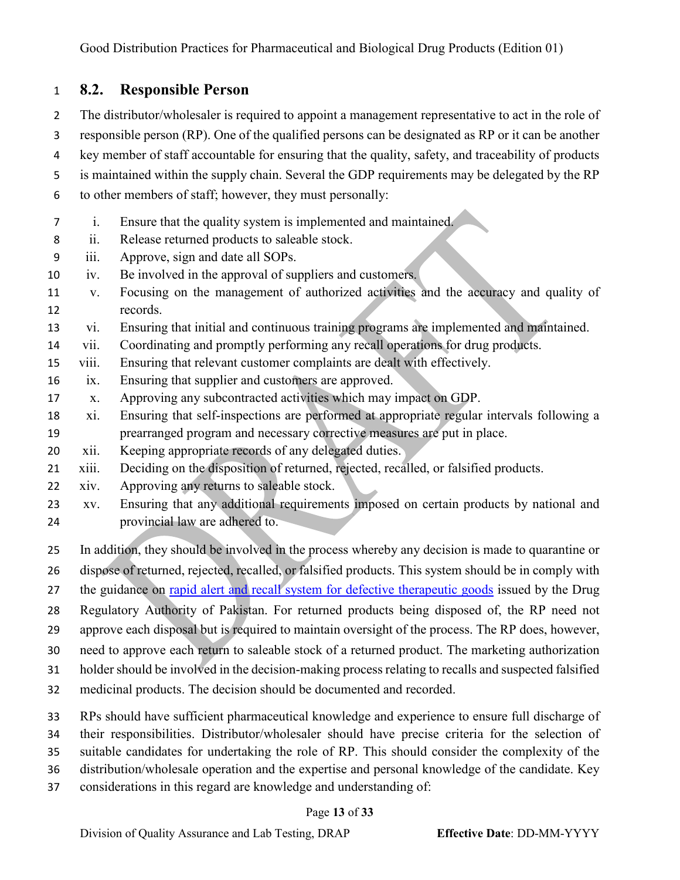## 8.2. Responsible Person

The distributor/wholesaler is required to appoint a management representative to act in the role of responsible person (RP). One of the qualified persons can be designated as RP or it can be another key member of staff accountable for ensuring that the quality, safety, and traceability of products is maintained within the supply chain. Several the GDP requirements may be delegated by the RP to other members of staff; however, they must personally:

i. Ensure that the quality system is implemented and maintained.
ii. Release returned products to saleable stock.
iii. Approve, sign and date all SOPs.
iv. Be involved in the approval of suppliers and customers.
v. Focusing on the management of authorized activities and the accuracy and quality of records.
vi. Ensuring that initial and continuous training programs are implemented and maintained.
vii. Coordinating and promptly performing any recall operations for drug products.
viii. Ensuring that relevant customer complaints are dealt with effectively.
ix. Ensuring that supplier and customers are approved.
x. Approving any subcontracted activities which may impact on GDP.
xi. Ensuring that self-inspections are performed at appropriate regular intervals following a prearranged program and necessary corrective measures are put in place.
xii. Keeping appropriate records of any delegated duties.
xiii. Deciding on the disposition of returned, rejected, recalled, or falsified products.
xiv. Approving any returns to saleable stock.
xv. Ensuring that any additional requirements imposed on certain products by national and provincial law are adhered to.

In addition, they should be involved in the process whereby any decision is made to quarantine or dispose of returned, rejected, recalled, or falsified products. This system should be in comply with the guidance on rapid alert and recall system for defective therapeutic goods issued by the Drug Regulatory Authority of Pakistan. For returned products being disposed of, the RP need not approve each disposal but is required to maintain oversight of the process. The RP does, however, need to approve each return to saleable stock of a returned product. The marketing authorization holder should be involved in the decision-making process relating to recalls and suspected falsified medicinal products. The decision should be documented and recorded.

RPs should have sufficient pharmaceutical knowledge and experience to ensure full discharge of their responsibilities. Distributor/wholesaler should have precise criteria for the selection of suitable candidates for undertaking the role of RP. This should consider the complexity of the distribution/wholesale operation and the expertise and personal knowledge of the candidate. Key considerations in this regard are knowledge and understanding of: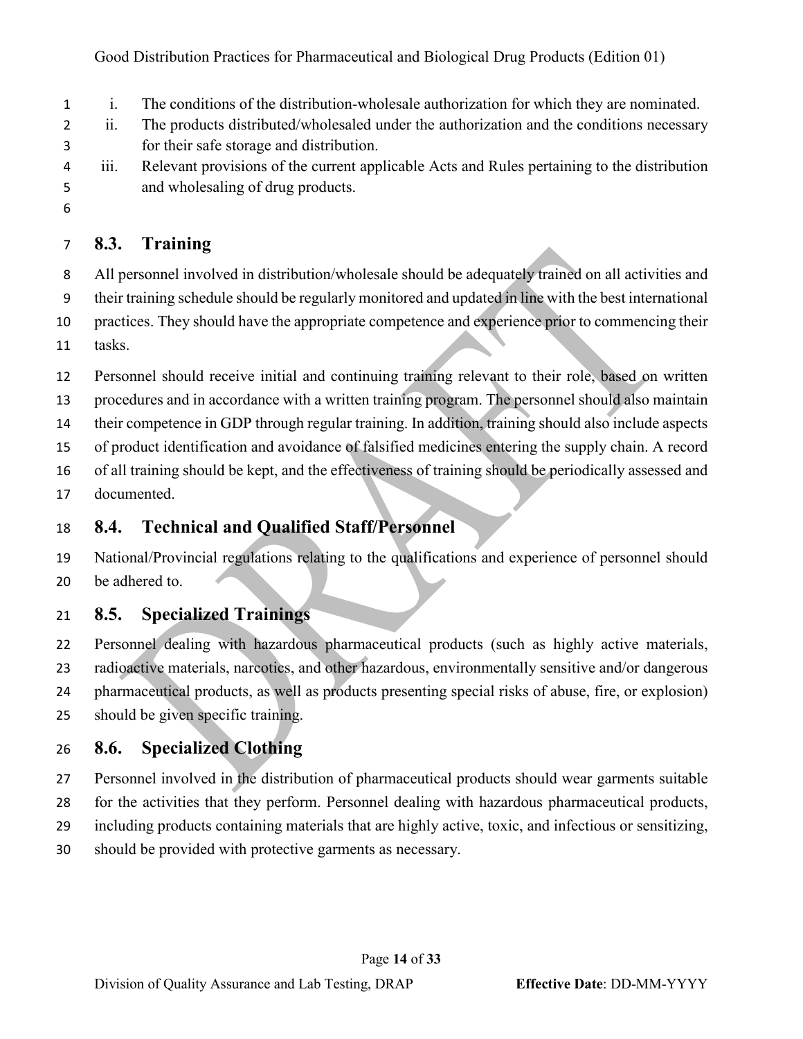i. The conditions of the distribution-wholesale authorization for which they are nominated.
ii. The products distributed/wholesaled under the authorization and the conditions necessary for their safe storage and distribution.
iii. Relevant provisions of the current applicable Acts and Rules pertaining to the distribution and wholesaling of drug products.

## 8.3. Training

All personnel involved in distribution/wholesale should be adequately trained on all activities and their training schedule should be regularly monitored and updated in line with the best international practices. They should have the appropriate competence and experience prior to commencing their tasks.

Personnel should receive initial and continuing training relevant to their role, based on written procedures and in accordance with a written training program. The personnel should also maintain their competence in GDP through regular training. In addition, training should also include aspects of product identification and avoidance of falsified medicines entering the supply chain. A record of all training should be kept, and the effectiveness of training should be periodically assessed and documented.

## 8.4. Technical and Qualified Staff/Personnel

National/Provincial regulations relating to the qualifications and experience of personnel should be adhered to.

## 8.5. Specialized Trainings

Personnel dealing with hazardous pharmaceutical products (such as highly active materials, radioactive materials, narcotics, and other hazardous, environmentally sensitive and/or dangerous pharmaceutical products, as well as products presenting special risks of abuse, fire, or explosion) should be given specific training.

## 8.6. Specialized Clothing

Personnel involved in the distribution of pharmaceutical products should wear garments suitable for the activities that they perform. Personnel dealing with hazardous pharmaceutical products, including products containing materials that are highly active, toxic, and infectious or sensitizing, should be provided with protective garments as necessary.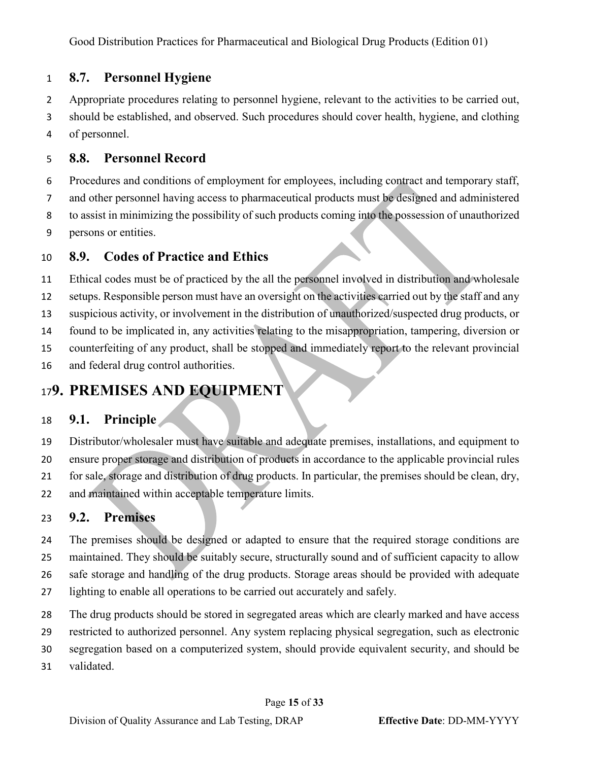### 8.7. Personnel Hygiene

Appropriate procedures relating to personnel hygiene, relevant to the activities to be carried out, should be established, and observed. Such procedures should cover health, hygiene, and clothing of personnel.

### 8.8. Personnel Record

Procedures and conditions of employment for employees, including contract and temporary staff, and other personnel having access to pharmaceutical products must be designed and administered to assist in minimizing the possibility of such products coming into the possession of unauthorized persons or entities.

### 8.9. Codes of Practice and Ethics

Ethical codes must be of practiced by the all the personnel involved in distribution and wholesale setups. Responsible person must have an oversight on the activities carried out by the staff and any suspicious activity, or involvement in the distribution of unauthorized/suspected drug products, or found to be implicated in, any activities relating to the misappropriation, tampering, diversion or counterfeiting of any product, shall be stopped and immediately report to the relevant provincial and federal drug control authorities.

## 9. PREMISES AND EQUIPMENT

### 9.1. Principle

Distributor/wholesaler must have suitable and adequate premises, installations, and equipment to ensure proper storage and distribution of products in accordance to the applicable provincial rules for sale, storage and distribution of drug products. In particular, the premises should be clean, dry, and maintained within acceptable temperature limits.

### 9.2. Premises

The premises should be designed or adapted to ensure that the required storage conditions are maintained. They should be suitably secure, structurally sound and of sufficient capacity to allow safe storage and handling of the drug products. Storage areas should be provided with adequate lighting to enable all operations to be carried out accurately and safely.

The drug products should be stored in segregated areas which are clearly marked and have access restricted to authorized personnel. Any system replacing physical segregation, such as electronic segregation based on a computerized system, should provide equivalent security, and should be validated.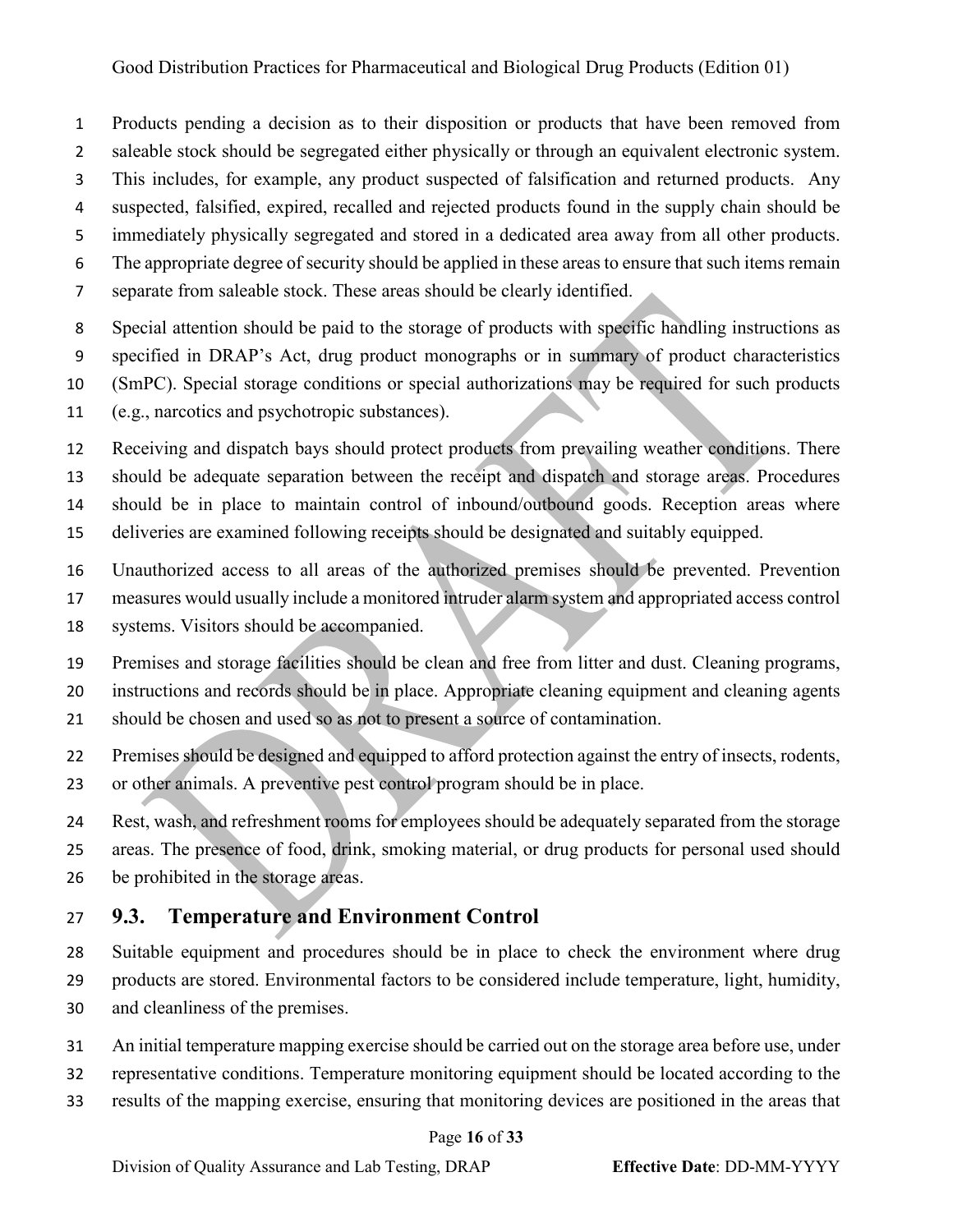Products pending a decision as to their disposition or products that have been removed from saleable stock should be segregated either physically or through an equivalent electronic system. This includes, for example, any product suspected of falsification and returned products. Any suspected, falsified, expired, recalled and rejected products found in the supply chain should be immediately physically segregated and stored in a dedicated area away from all other products. The appropriate degree of security should be applied in these areas to ensure that such items remain separate from saleable stock. These areas should be clearly identified.

Special attention should be paid to the storage of products with specific handling instructions as specified in DRAP's Act, drug product monographs or in summary of product characteristics (SmPC). Special storage conditions or special authorizations may be required for such products (e.g., narcotics and psychotropic substances).

Receiving and dispatch bays should protect products from prevailing weather conditions. There should be adequate separation between the receipt and dispatch and storage areas. Procedures should be in place to maintain control of inbound/outbound goods. Reception areas where deliveries are examined following receipts should be designated and suitably equipped.

Unauthorized access to all areas of the authorized premises should be prevented. Prevention measures would usually include a monitored intruder alarm system and appropriated access control systems. Visitors should be accompanied.

Premises and storage facilities should be clean and free from litter and dust. Cleaning programs, instructions and records should be in place. Appropriate cleaning equipment and cleaning agents should be chosen and used so as not to present a source of contamination.

Premises should be designed and equipped to afford protection against the entry of insects, rodents, or other animals. A preventive pest control program should be in place.

Rest, wash, and refreshment rooms for employees should be adequately separated from the storage areas. The presence of food, drink, smoking material, or drug products for personal used should be prohibited in the storage areas.

## 9.3. Temperature and Environment Control

Suitable equipment and procedures should be in place to check the environment where drug products are stored. Environmental factors to be considered include temperature, light, humidity, and cleanliness of the premises.

An initial temperature mapping exercise should be carried out on the storage area before use, under representative conditions. Temperature monitoring equipment should be located according to the results of the mapping exercise, ensuring that monitoring devices are positioned in the areas that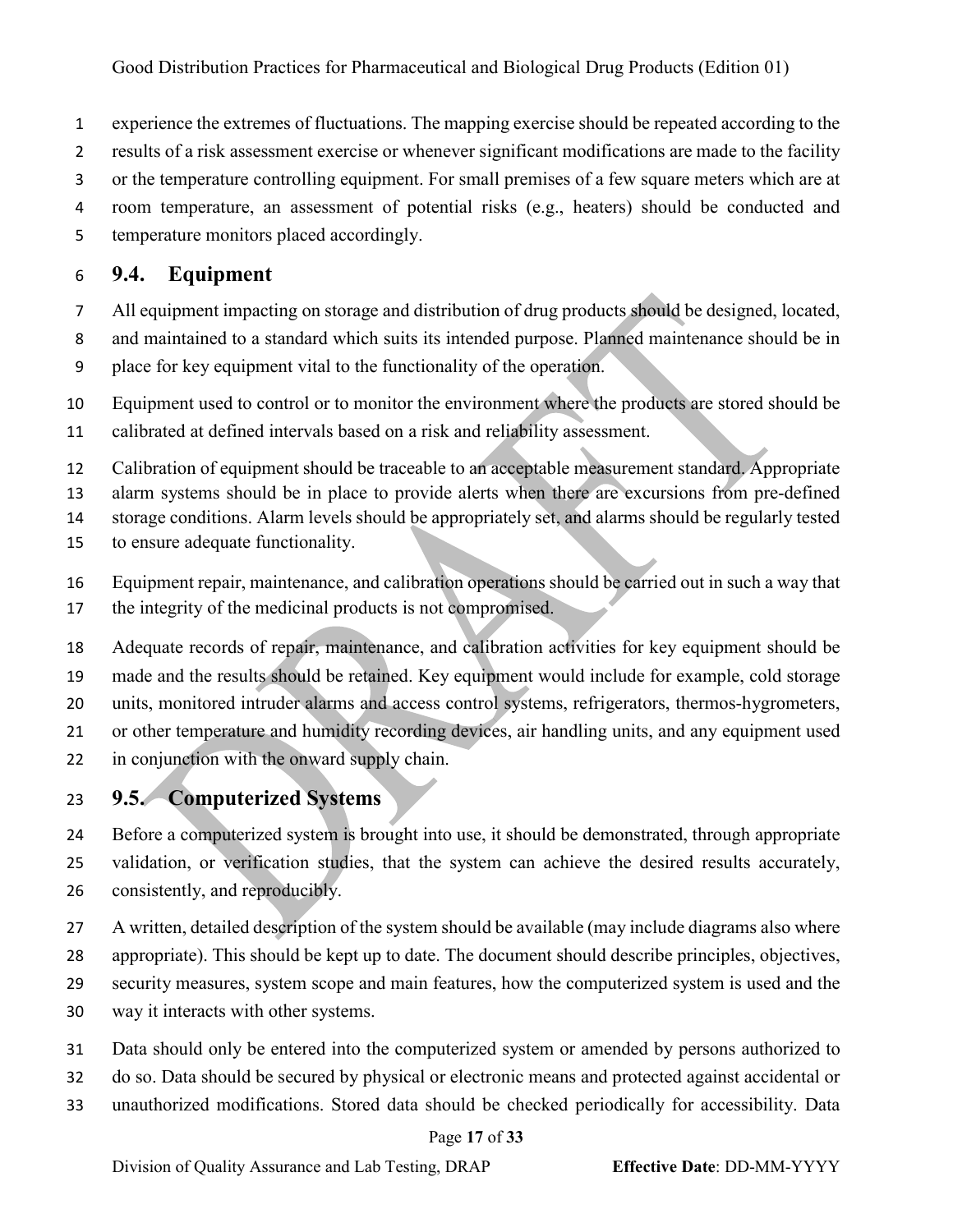experience the extremes of fluctuations. The mapping exercise should be repeated according to the results of a risk assessment exercise or whenever significant modifications are made to the facility or the temperature controlling equipment. For small premises of a few square meters which are at room temperature, an assessment of potential risks (e.g., heaters) should be conducted and temperature monitors placed accordingly.

## 9.4. Equipment

All equipment impacting on storage and distribution of drug products should be designed, located, and maintained to a standard which suits its intended purpose. Planned maintenance should be in place for key equipment vital to the functionality of the operation.

Equipment used to control or to monitor the environment where the products are stored should be calibrated at defined intervals based on a risk and reliability assessment.

Calibration of equipment should be traceable to an acceptable measurement standard. Appropriate alarm systems should be in place to provide alerts when there are excursions from pre-defined storage conditions. Alarm levels should be appropriately set, and alarms should be regularly tested to ensure adequate functionality.

Equipment repair, maintenance, and calibration operations should be carried out in such a way that the integrity of the medicinal products is not compromised.

Adequate records of repair, maintenance, and calibration activities for key equipment should be made and the results should be retained. Key equipment would include for example, cold storage units, monitored intruder alarms and access control systems, refrigerators, thermos-hygrometers, or other temperature and humidity recording devices, air handling units, and any equipment used in conjunction with the onward supply chain.

## 9.5. Computerized Systems

Before a computerized system is brought into use, it should be demonstrated, through appropriate validation, or verification studies, that the system can achieve the desired results accurately, consistently, and reproducibly.

A written, detailed description of the system should be available (may include diagrams also where appropriate). This should be kept up to date. The document should describe principles, objectives, security measures, system scope and main features, how the computerized system is used and the way it interacts with other systems.

Data should only be entered into the computerized system or amended by persons authorized to do so. Data should be secured by physical or electronic means and protected against accidental or unauthorized modifications. Stored data should be checked periodically for accessibility. Data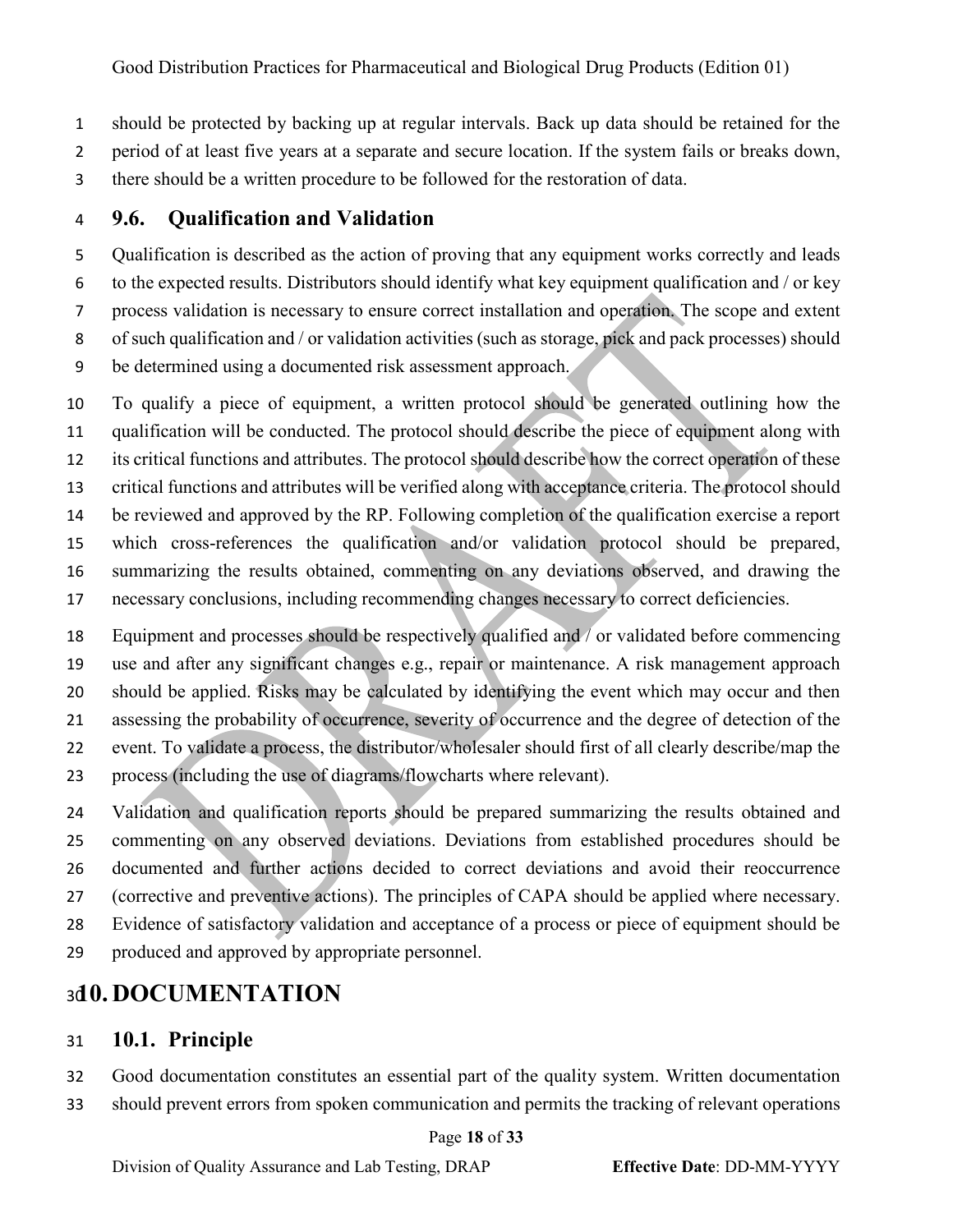should be protected by backing up at regular intervals. Back up data should be retained for the period of at least five years at a separate and secure location. If the system fails or breaks down, there should be a written procedure to be followed for the restoration of data.

### 9.6. Qualification and Validation

Qualification is described as the action of proving that any equipment works correctly and leads to the expected results. Distributors should identify what key equipment qualification and / or key process validation is necessary to ensure correct installation and operation. The scope and extent of such qualification and / or validation activities (such as storage, pick and pack processes) should be determined using a documented risk assessment approach.

To qualify a piece of equipment, a written protocol should be generated outlining how the qualification will be conducted. The protocol should describe the piece of equipment along with its critical functions and attributes. The protocol should describe how the correct operation of these critical functions and attributes will be verified along with acceptance criteria. The protocol should be reviewed and approved by the RP. Following completion of the qualification exercise a report which cross-references the qualification and/or validation protocol should be prepared, summarizing the results obtained, commenting on any deviations observed, and drawing the necessary conclusions, including recommending changes necessary to correct deficiencies.

Equipment and processes should be respectively qualified and / or validated before commencing use and after any significant changes e.g., repair or maintenance. A risk management approach should be applied. Risks may be calculated by identifying the event which may occur and then assessing the probability of occurrence, severity of occurrence and the degree of detection of the event. To validate a process, the distributor/wholesaler should first of all clearly describe/map the process (including the use of diagrams/flowcharts where relevant).

Validation and qualification reports should be prepared summarizing the results obtained and commenting on any observed deviations. Deviations from established procedures should be documented and further actions decided to correct deviations and avoid their reoccurrence (corrective and preventive actions). The principles of CAPA should be applied where necessary. Evidence of satisfactory validation and acceptance of a process or piece of equipment should be produced and approved by appropriate personnel.

## 10. DOCUMENTATION

### 10.1. Principle

Good documentation constitutes an essential part of the quality system. Written documentation should prevent errors from spoken communication and permits the tracking of relevant operations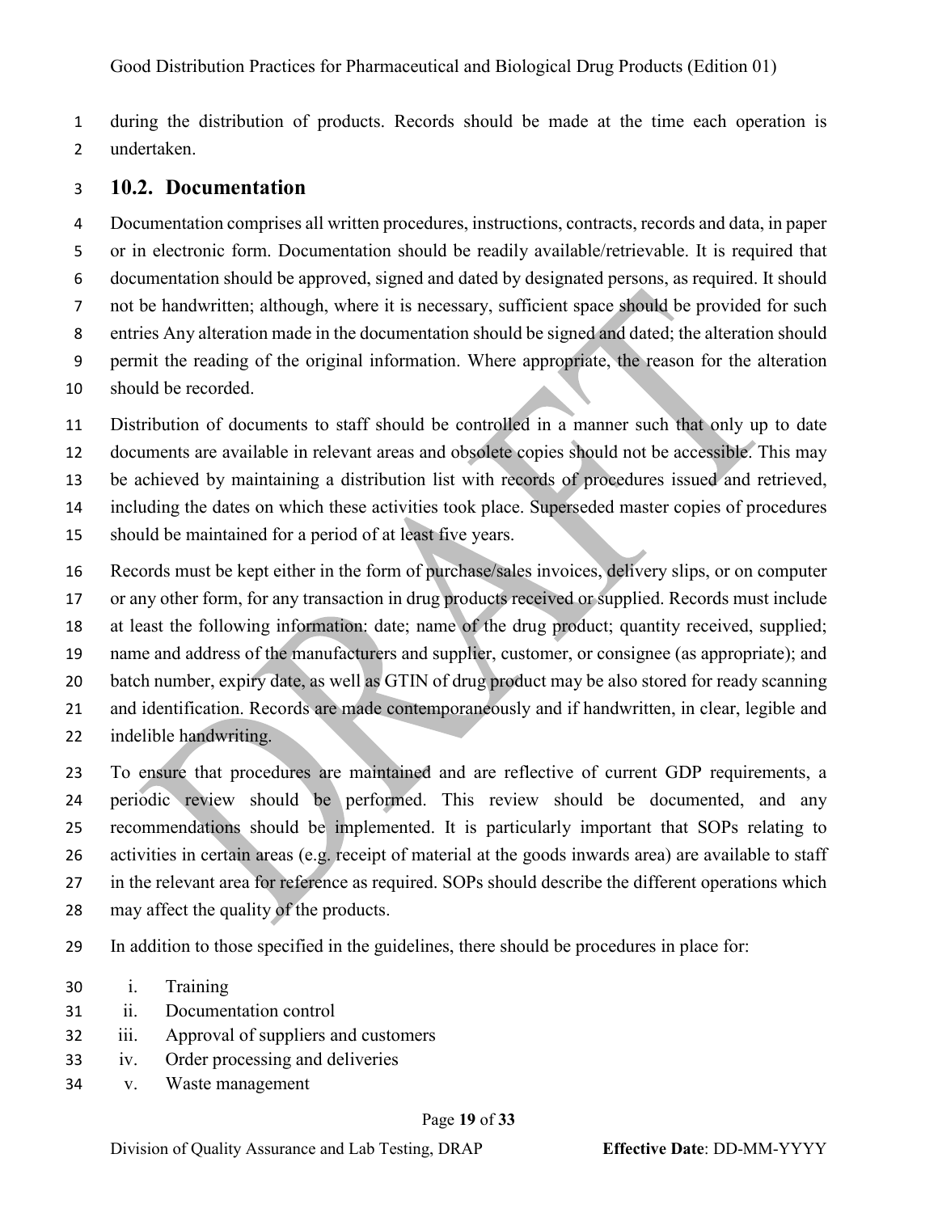during the distribution of products. Records should be made at the time each operation is undertaken.

### 10.2. Documentation

Documentation comprises all written procedures, instructions, contracts, records and data, in paper or in electronic form. Documentation should be readily available/retrievable. It is required that documentation should be approved, signed and dated by designated persons, as required. It should not be handwritten; although, where it is necessary, sufficient space should be provided for such entries Any alteration made in the documentation should be signed and dated; the alteration should permit the reading of the original information. Where appropriate, the reason for the alteration should be recorded.

Distribution of documents to staff should be controlled in a manner such that only up to date documents are available in relevant areas and obsolete copies should not be accessible. This may be achieved by maintaining a distribution list with records of procedures issued and retrieved, including the dates on which these activities took place. Superseded master copies of procedures should be maintained for a period of at least five years.

Records must be kept either in the form of purchase/sales invoices, delivery slips, or on computer or any other form, for any transaction in drug products received or supplied. Records must include at least the following information: date; name of the drug product; quantity received, supplied; name and address of the manufacturers and supplier, customer, or consignee (as appropriate); and batch number, expiry date, as well as GTIN of drug product may be also stored for ready scanning and identification. Records are made contemporaneously and if handwritten, in clear, legible and indelible handwriting.

To ensure that procedures are maintained and are reflective of current GDP requirements, a periodic review should be performed. This review should be documented, and any recommendations should be implemented. It is particularly important that SOPs relating to activities in certain areas (e.g. receipt of material at the goods inwards area) are available to staff in the relevant area for reference as required. SOPs should describe the different operations which may affect the quality of the products.

In addition to those specified in the guidelines, there should be procedures in place for:

i. Training
ii. Documentation control
iii. Approval of suppliers and customers
iv. Order processing and deliveries
v. Waste management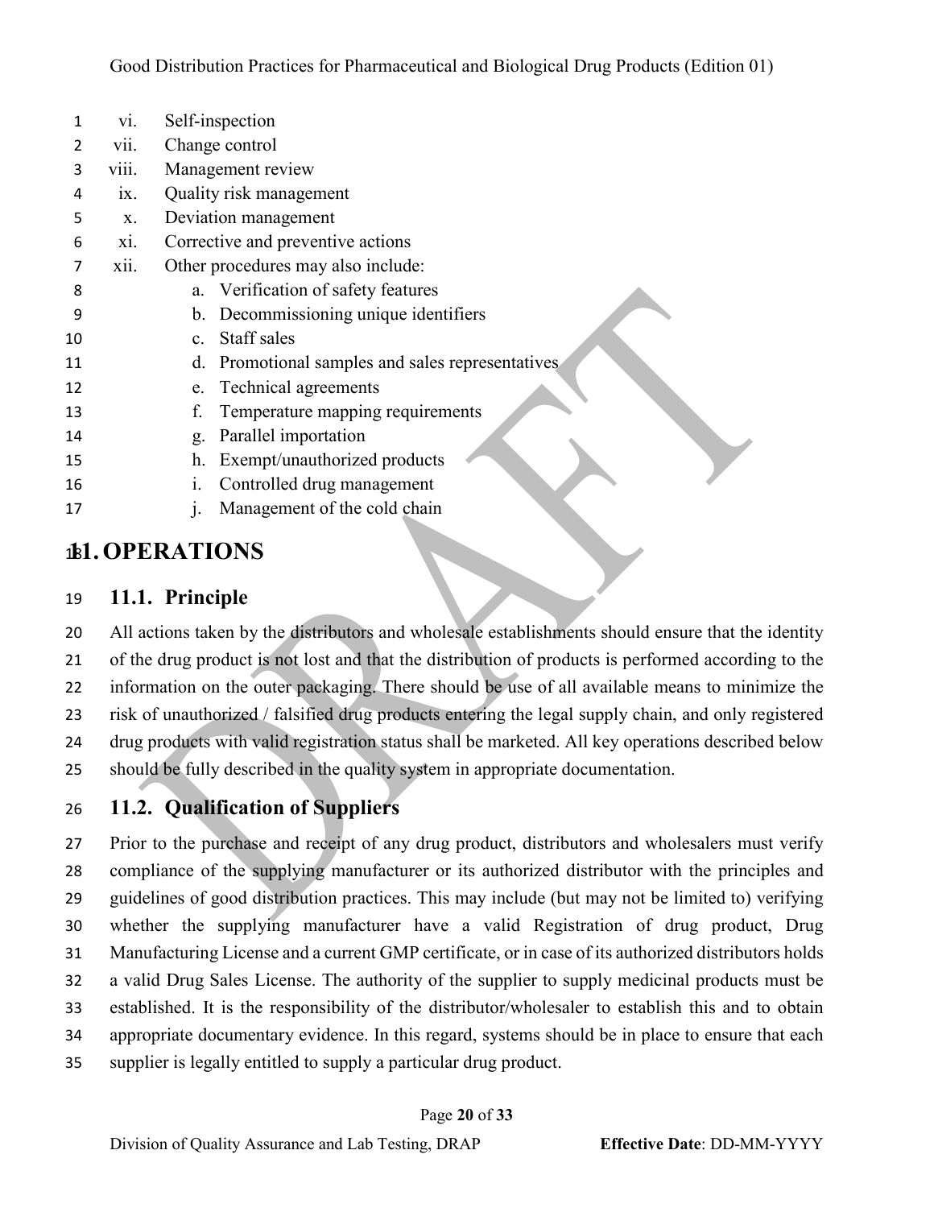vi. Self-inspection
vii. Change control
viii. Management review
ix. Quality risk management
x. Deviation management
xi. Corrective and preventive actions
xii. Other procedures may also include:
   a. Verification of safety features
   b. Decommissioning unique identifiers
   c. Staff sales
   d. Promotional samples and sales representatives
   e. Technical agreements
   f. Temperature mapping requirements
   g. Parallel importation
   h. Exempt/unauthorized products
   i. Controlled drug management
   j. Management of the cold chain

# 11. OPERATIONS

## 11.1. Principle

All actions taken by the distributors and wholesale establishments should ensure that the identity of the drug product is not lost and that the distribution of products is performed according to the information on the outer packaging. There should be use of all available means to minimize the risk of unauthorized / falsified drug products entering the legal supply chain, and only registered drug products with valid registration status shall be marketed. All key operations described below should be fully described in the quality system in appropriate documentation.

## 11.2. Qualification of Suppliers

Prior to the purchase and receipt of any drug product, distributors and wholesalers must verify compliance of the supplying manufacturer or its authorized distributor with the principles and guidelines of good distribution practices. This may include (but may not be limited to) verifying whether the supplying manufacturer have a valid Registration of drug product, Drug Manufacturing License and a current GMP certificate, or in case of its authorized distributors holds a valid Drug Sales License. The authority of the supplier to supply medicinal products must be established. It is the responsibility of the distributor/wholesaler to establish this and to obtain appropriate documentary evidence. In this regard, systems should be in place to ensure that each supplier is legally entitled to supply a particular drug product.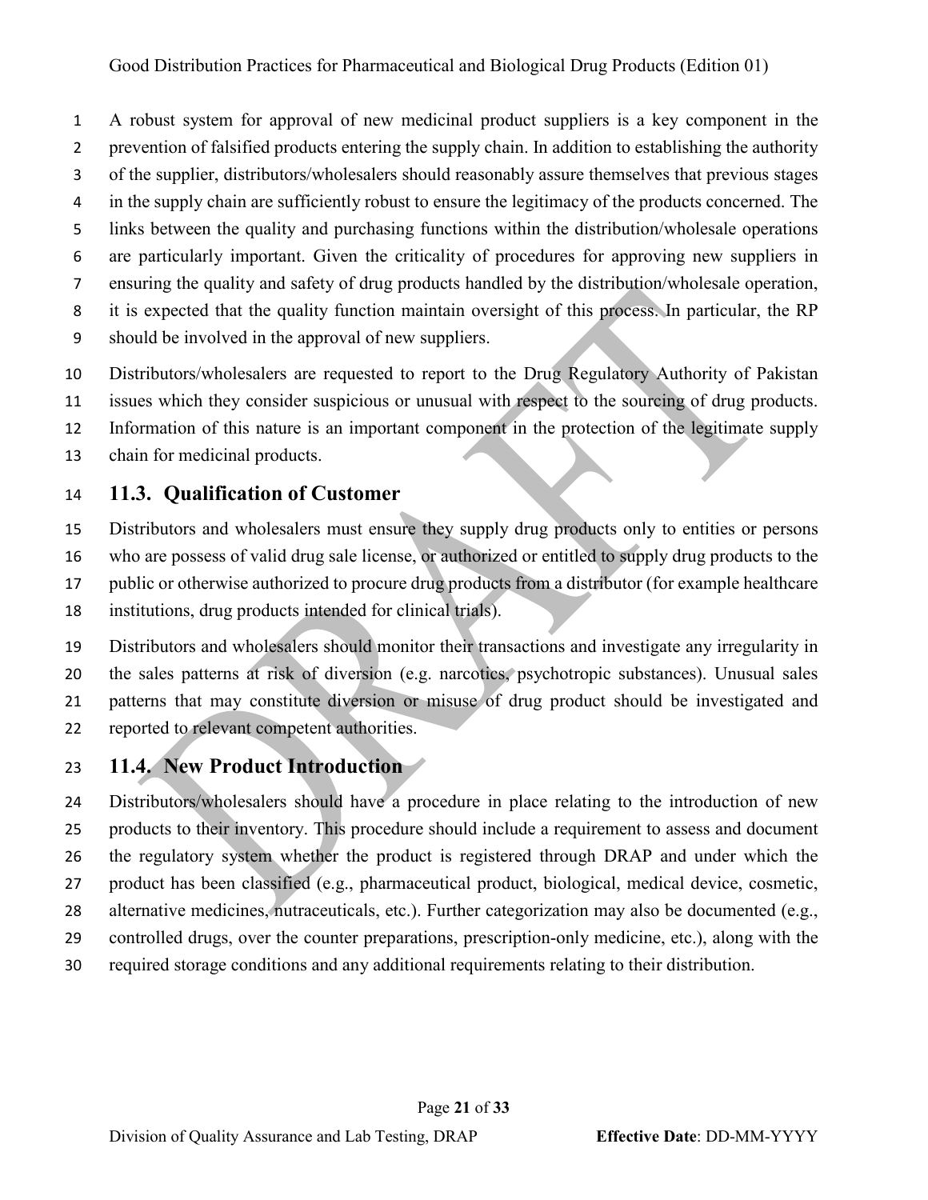A robust system for approval of new medicinal product suppliers is a key component in the prevention of falsified products entering the supply chain. In addition to establishing the authority of the supplier, distributors/wholesalers should reasonably assure themselves that previous stages in the supply chain are sufficiently robust to ensure the legitimacy of the products concerned. The links between the quality and purchasing functions within the distribution/wholesale operations are particularly important. Given the criticality of procedures for approving new suppliers in ensuring the quality and safety of drug products handled by the distribution/wholesale operation, it is expected that the quality function maintain oversight of this process. In particular, the RP should be involved in the approval of new suppliers.

Distributors/wholesalers are requested to report to the Drug Regulatory Authority of Pakistan issues which they consider suspicious or unusual with respect to the sourcing of drug products. Information of this nature is an important component in the protection of the legitimate supply chain for medicinal products.

## 11.3. Qualification of Customer

Distributors and wholesalers must ensure they supply drug products only to entities or persons who are possess of valid drug sale license, or authorized or entitled to supply drug products to the public or otherwise authorized to procure drug products from a distributor (for example healthcare institutions, drug products intended for clinical trials).

Distributors and wholesalers should monitor their transactions and investigate any irregularity in the sales patterns at risk of diversion (e.g. narcotics, psychotropic substances). Unusual sales patterns that may constitute diversion or misuse of drug product should be investigated and reported to relevant competent authorities.

## 11.4. New Product Introduction

Distributors/wholesalers should have a procedure in place relating to the introduction of new products to their inventory. This procedure should include a requirement to assess and document the regulatory system whether the product is registered through DRAP and under which the product has been classified (e.g., pharmaceutical product, biological, medical device, cosmetic, alternative medicines, nutraceuticals, etc.). Further categorization may also be documented (e.g., controlled drugs, over the counter preparations, prescription-only medicine, etc.), along with the required storage conditions and any additional requirements relating to their distribution.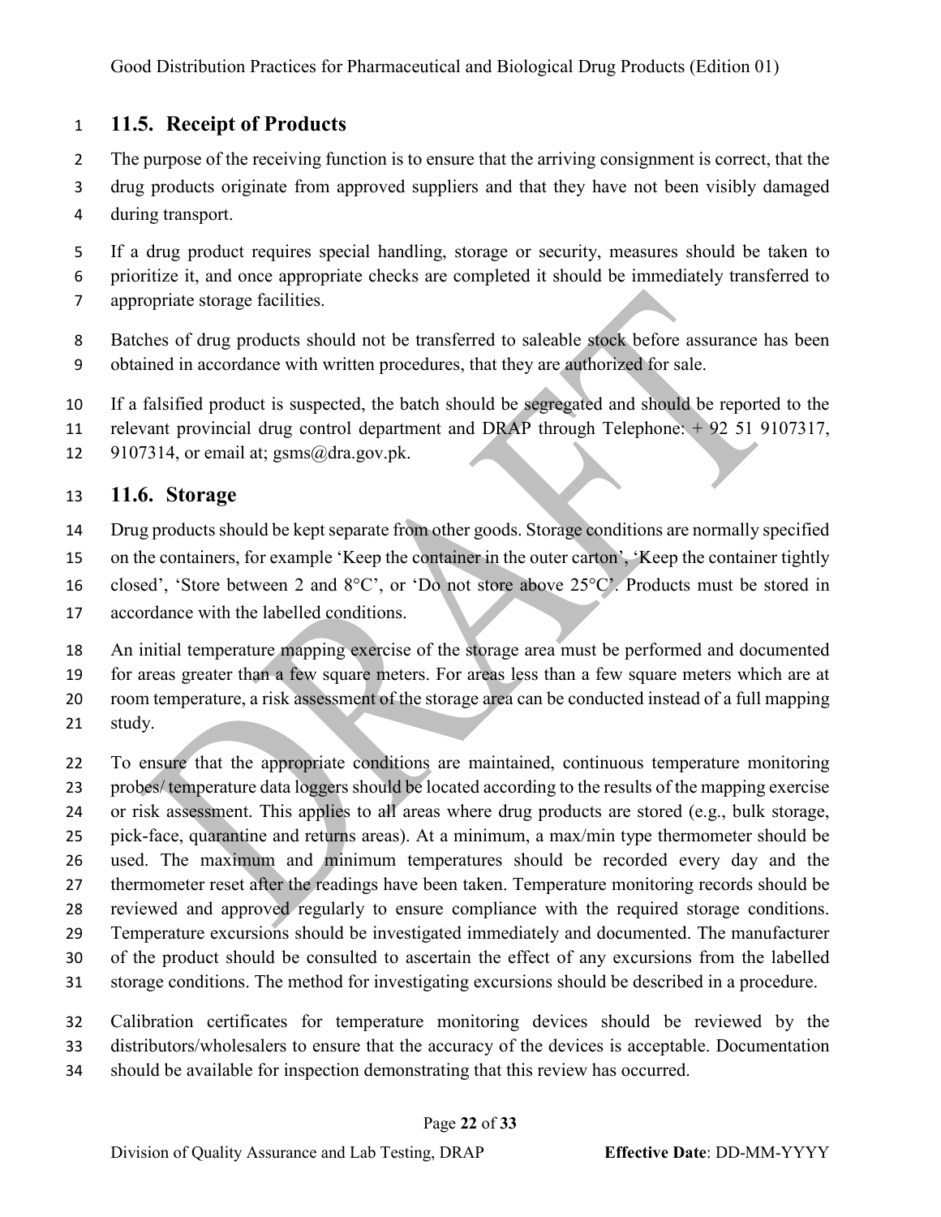## 11.5. Receipt of Products

The purpose of the receiving function is to ensure that the arriving consignment is correct, that the drug products originate from approved suppliers and that they have not been visibly damaged during transport.

If a drug product requires special handling, storage or security, measures should be taken to prioritize it, and once appropriate checks are completed it should be immediately transferred to appropriate storage facilities.

Batches of drug products should not be transferred to saleable stock before assurance has been obtained in accordance with written procedures, that they are authorized for sale.

If a falsified product is suspected, the batch should be segregated and should be reported to the relevant provincial drug control department and DRAP through Telephone: + 92 51 9107317, 9107314, or email at; gsms@dra.gov.pk.

## 11.6. Storage

Drug products should be kept separate from other goods. Storage conditions are normally specified on the containers, for example 'Keep the container in the outer carton', 'Keep the container tightly closed', 'Store between 2 and 8°C', or 'Do not store above 25°C'. Products must be stored in accordance with the labelled conditions.

An initial temperature mapping exercise of the storage area must be performed and documented for areas greater than a few square meters. For areas less than a few square meters which are at room temperature, a risk assessment of the storage area can be conducted instead of a full mapping study.

To ensure that the appropriate conditions are maintained, continuous temperature monitoring probes/ temperature data loggers should be located according to the results of the mapping exercise or risk assessment. This applies to all areas where drug products are stored (e.g., bulk storage, pick-face, quarantine and returns areas). At a minimum, a max/min type thermometer should be used. The maximum and minimum temperatures should be recorded every day and the thermometer reset after the readings have been taken. Temperature monitoring records should be reviewed and approved regularly to ensure compliance with the required storage conditions. Temperature excursions should be investigated immediately and documented. The manufacturer of the product should be consulted to ascertain the effect of any excursions from the labelled storage conditions. The method for investigating excursions should be described in a procedure.

Calibration certificates for temperature monitoring devices should be reviewed by the distributors/wholesalers to ensure that the accuracy of the devices is acceptable. Documentation should be available for inspection demonstrating that this review has occurred.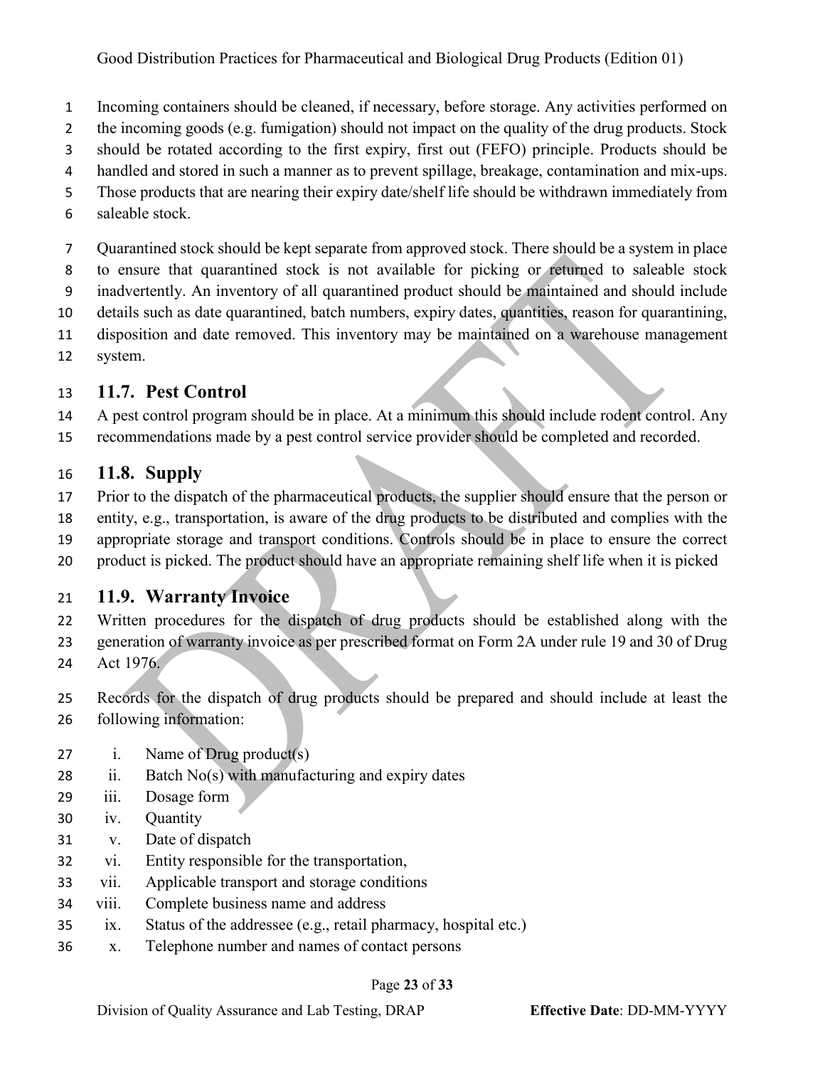Incoming containers should be cleaned, if necessary, before storage. Any activities performed on the incoming goods (e.g. fumigation) should not impact on the quality of the drug products. Stock should be rotated according to the first expiry, first out (FEFO) principle. Products should be handled and stored in such a manner as to prevent spillage, breakage, contamination and mix-ups. Those products that are nearing their expiry date/shelf life should be withdrawn immediately from saleable stock.

Quarantined stock should be kept separate from approved stock. There should be a system in place to ensure that quarantined stock is not available for picking or returned to saleable stock inadvertently. An inventory of all quarantined product should be maintained and should include details such as date quarantined, batch numbers, expiry dates, quantities, reason for quarantining, disposition and date removed. This inventory may be maintained on a warehouse management system.

## 11.7. Pest Control

A pest control program should be in place. At a minimum this should include rodent control. Any recommendations made by a pest control service provider should be completed and recorded.

## 11.8. Supply

Prior to the dispatch of the pharmaceutical products, the supplier should ensure that the person or entity, e.g., transportation, is aware of the drug products to be distributed and complies with the appropriate storage and transport conditions. Controls should be in place to ensure the correct product is picked. The product should have an appropriate remaining shelf life when it is picked

## 11.9. Warranty Invoice

Written procedures for the dispatch of drug products should be established along with the generation of warranty invoice as per prescribed format on Form 2A under rule 19 and 30 of Drug Act 1976.

Records for the dispatch of drug products should be prepared and should include at least the following information:

i. Name of Drug product(s)
ii. Batch No(s) with manufacturing and expiry dates
iii. Dosage form
iv. Quantity
v. Date of dispatch
vi. Entity responsible for the transportation,
vii. Applicable transport and storage conditions
viii. Complete business name and address
ix. Status of the addressee (e.g., retail pharmacy, hospital etc.)
x. Telephone number and names of contact persons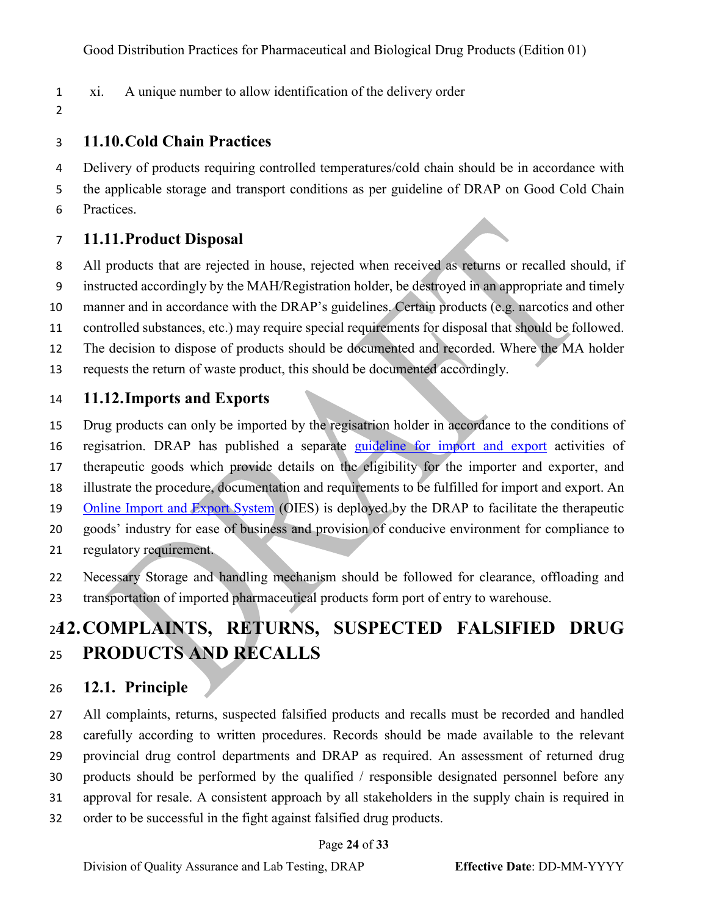xi. A unique number to allow identification of the delivery order

### 11.10. Cold Chain Practices

Delivery of products requiring controlled temperatures/cold chain should be in accordance with the applicable storage and transport conditions as per guideline of DRAP on Good Cold Chain Practices.

### 11.11. Product Disposal

All products that are rejected in house, rejected when received as returns or recalled should, if instructed accordingly by the MAH/Registration holder, be destroyed in an appropriate and timely manner and in accordance with the DRAP's guidelines. Certain products (e.g. narcotics and other controlled substances, etc.) may require special requirements for disposal that should be followed. The decision to dispose of products should be documented and recorded. Where the MA holder requests the return of waste product, this should be documented accordingly.

### 11.12. Imports and Exports

Drug products can only be imported by the regisatrion holder in accordance to the conditions of regisatrion. DRAP has published a separate guideline for import and export activities of therapeutic goods which provide details on the eligibility for the importer and exporter, and illustrate the procedure, documentation and requirements to be fulfilled for import and export. An Online Import and Export System (OIES) is deployed by the DRAP to facilitate the therapeutic goods' industry for ease of business and provision of conducive environment for compliance to regulatory requirement.

Necessary Storage and handling mechanism should be followed for clearance, offloading and transportation of imported pharmaceutical products form port of entry to warehouse.

## 12. COMPLAINTS, RETURNS, SUSPECTED FALSIFIED DRUG PRODUCTS AND RECALLS

### 12.1. Principle

All complaints, returns, suspected falsified products and recalls must be recorded and handled carefully according to written procedures. Records should be made available to the relevant provincial drug control departments and DRAP as required. An assessment of returned drug products should be performed by the qualified / responsible designated personnel before any approval for resale. A consistent approach by all stakeholders in the supply chain is required in order to be successful in the fight against falsified drug products.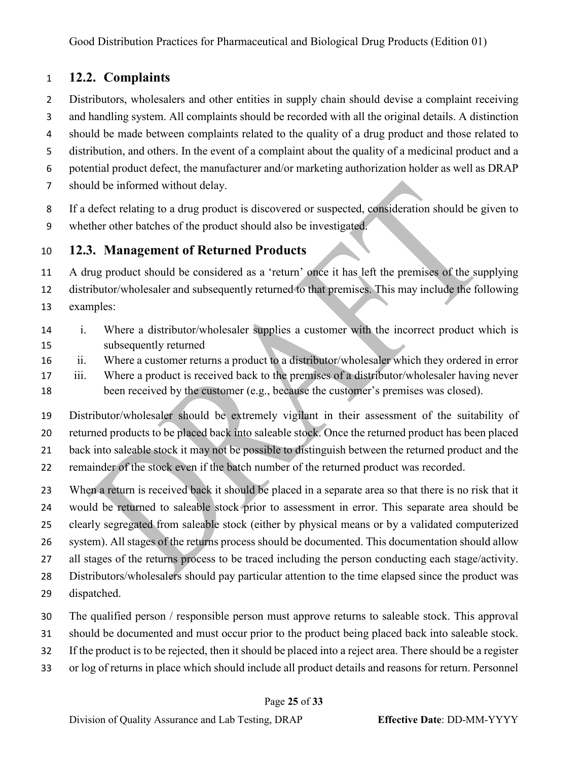## 12.2. Complaints

Distributors, wholesalers and other entities in supply chain should devise a complaint receiving and handling system. All complaints should be recorded with all the original details. A distinction should be made between complaints related to the quality of a drug product and those related to distribution, and others. In the event of a complaint about the quality of a medicinal product and a potential product defect, the manufacturer and/or marketing authorization holder as well as DRAP should be informed without delay.

If a defect relating to a drug product is discovered or suspected, consideration should be given to whether other batches of the product should also be investigated.

## 12.3. Management of Returned Products

A drug product should be considered as a 'return' once it has left the premises of the supplying distributor/wholesaler and subsequently returned to that premises. This may include the following examples:

i. Where a distributor/wholesaler supplies a customer with the incorrect product which is subsequently returned
ii. Where a customer returns a product to a distributor/wholesaler which they ordered in error
iii. Where a product is received back to the premises of a distributor/wholesaler having never been received by the customer (e.g., because the customer's premises was closed).

Distributor/wholesaler should be extremely vigilant in their assessment of the suitability of returned products to be placed back into saleable stock. Once the returned product has been placed back into saleable stock it may not be possible to distinguish between the returned product and the remainder of the stock even if the batch number of the returned product was recorded.

When a return is received back it should be placed in a separate area so that there is no risk that it would be returned to saleable stock prior to assessment in error. This separate area should be clearly segregated from saleable stock (either by physical means or by a validated computerized system). All stages of the returns process should be documented. This documentation should allow all stages of the returns process to be traced including the person conducting each stage/activity. Distributors/wholesalers should pay particular attention to the time elapsed since the product was dispatched.

The qualified person / responsible person must approve returns to saleable stock. This approval should be documented and must occur prior to the product being placed back into saleable stock. If the product is to be rejected, then it should be placed into a reject area. There should be a register or log of returns in place which should include all product details and reasons for return. Personnel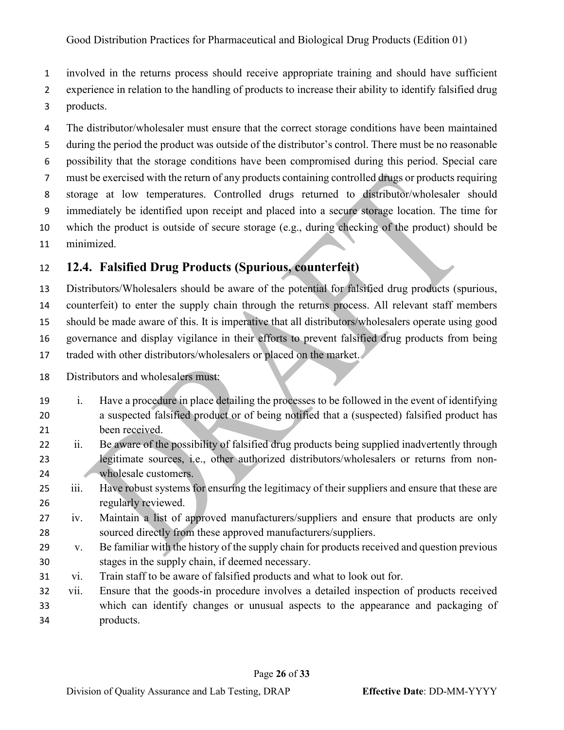involved in the returns process should receive appropriate training and should have sufficient experience in relation to the handling of products to increase their ability to identify falsified drug products.

The distributor/wholesaler must ensure that the correct storage conditions have been maintained during the period the product was outside of the distributor's control. There must be no reasonable possibility that the storage conditions have been compromised during this period. Special care must be exercised with the return of any products containing controlled drugs or products requiring storage at low temperatures. Controlled drugs returned to distributor/wholesaler should immediately be identified upon receipt and placed into a secure storage location. The time for which the product is outside of secure storage (e.g., during checking of the product) should be minimized.

## 12.4. Falsified Drug Products (Spurious, counterfeit)

Distributors/Wholesalers should be aware of the potential for falsified drug products (spurious, counterfeit) to enter the supply chain through the returns process. All relevant staff members should be made aware of this. It is imperative that all distributors/wholesalers operate using good governance and display vigilance in their efforts to prevent falsified drug products from being traded with other distributors/wholesalers or placed on the market.

Distributors and wholesalers must:

i. Have a procedure in place detailing the processes to be followed in the event of identifying a suspected falsified product or of being notified that a (suspected) falsified product has been received.
ii. Be aware of the possibility of falsified drug products being supplied inadvertently through legitimate sources, i.e., other authorized distributors/wholesalers or returns from non-wholesale customers.
iii. Have robust systems for ensuring the legitimacy of their suppliers and ensure that these are regularly reviewed.
iv. Maintain a list of approved manufacturers/suppliers and ensure that products are only sourced directly from these approved manufacturers/suppliers.
v. Be familiar with the history of the supply chain for products received and question previous stages in the supply chain, if deemed necessary.
vi. Train staff to be aware of falsified products and what to look out for.
vii. Ensure that the goods-in procedure involves a detailed inspection of products received which can identify changes or unusual aspects to the appearance and packaging of products.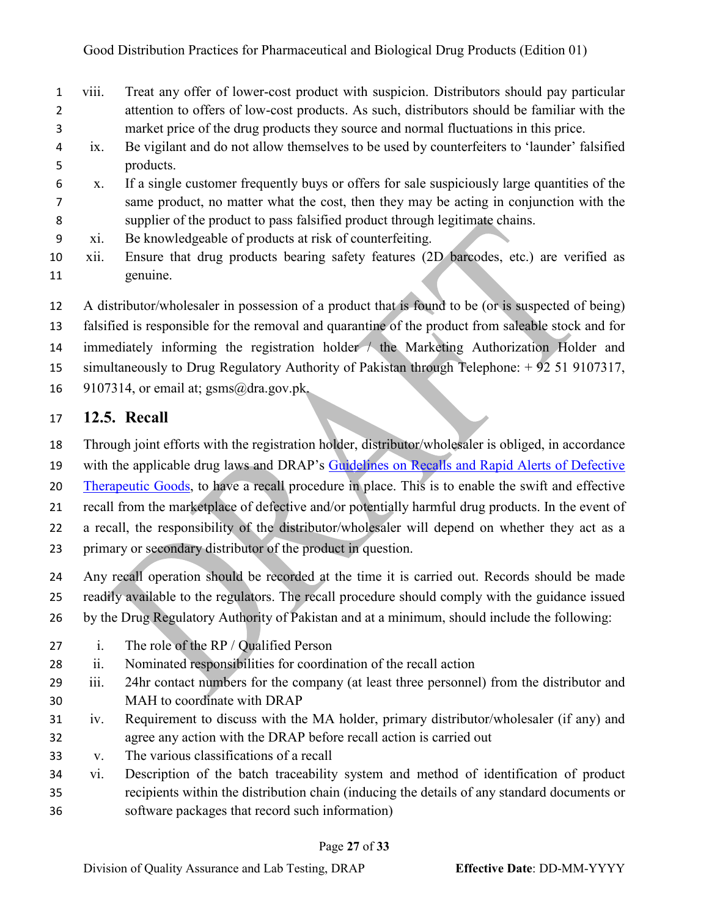viii. Treat any offer of lower-cost product with suspicion. Distributors should pay particular attention to offers of low-cost products. As such, distributors should be familiar with the market price of the drug products they source and normal fluctuations in this price.

ix. Be vigilant and do not allow themselves to be used by counterfeiters to 'launder' falsified products.

x. If a single customer frequently buys or offers for sale suspiciously large quantities of the same product, no matter what the cost, then they may be acting in conjunction with the supplier of the product to pass falsified product through legitimate chains.

xi. Be knowledgeable of products at risk of counterfeiting.

xii. Ensure that drug products bearing safety features (2D barcodes, etc.) are verified as genuine.

A distributor/wholesaler in possession of a product that is found to be (or is suspected of being) falsified is responsible for the removal and quarantine of the product from saleable stock and for immediately informing the registration holder / the Marketing Authorization Holder and simultaneously to Drug Regulatory Authority of Pakistan through Telephone: + 92 51 9107317, 9107314, or email at; gsms@dra.gov.pk.

## 12.5. Recall

Through joint efforts with the registration holder, distributor/wholesaler is obliged, in accordance with the applicable drug laws and DRAP's Guidelines on Recalls and Rapid Alerts of Defective Therapeutic Goods, to have a recall procedure in place. This is to enable the swift and effective recall from the marketplace of defective and/or potentially harmful drug products. In the event of a recall, the responsibility of the distributor/wholesaler will depend on whether they act as a primary or secondary distributor of the product in question.

Any recall operation should be recorded at the time it is carried out. Records should be made readily available to the regulators. The recall procedure should comply with the guidance issued by the Drug Regulatory Authority of Pakistan and at a minimum, should include the following:

i. The role of the RP / Qualified Person

ii. Nominated responsibilities for coordination of the recall action

iii. 24hr contact numbers for the company (at least three personnel) from the distributor and MAH to coordinate with DRAP

iv. Requirement to discuss with the MA holder, primary distributor/wholesaler (if any) and agree any action with the DRAP before recall action is carried out

v. The various classifications of a recall

vi. Description of the batch traceability system and method of identification of product recipients within the distribution chain (inducing the details of any standard documents or software packages that record such information)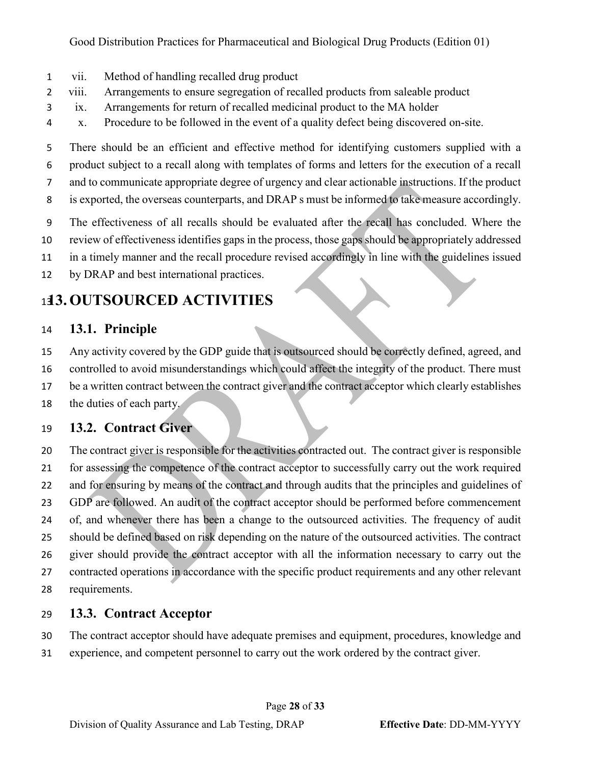vii. Method of handling recalled drug product
viii. Arrangements to ensure segregation of recalled products from saleable product
ix. Arrangements for return of recalled medicinal product to the MA holder
x. Procedure to be followed in the event of a quality defect being discovered on-site.

There should be an efficient and effective method for identifying customers supplied with a product subject to a recall along with templates of forms and letters for the execution of a recall and to communicate appropriate degree of urgency and clear actionable instructions. If the product is exported, the overseas counterparts, and DRAP s must be informed to take measure accordingly.

The effectiveness of all recalls should be evaluated after the recall has concluded. Where the review of effectiveness identifies gaps in the process, those gaps should be appropriately addressed in a timely manner and the recall procedure revised accordingly in line with the guidelines issued by DRAP and best international practices.

# 13. OUTSOURCED ACTIVITIES

## 13.1. Principle

Any activity covered by the GDP guide that is outsourced should be correctly defined, agreed, and controlled to avoid misunderstandings which could affect the integrity of the product. There must be a written contract between the contract giver and the contract acceptor which clearly establishes the duties of each party.

## 13.2. Contract Giver

The contract giver is responsible for the activities contracted out. The contract giver is responsible for assessing the competence of the contract acceptor to successfully carry out the work required and for ensuring by means of the contract and through audits that the principles and guidelines of GDP are followed. An audit of the contract acceptor should be performed before commencement of, and whenever there has been a change to the outsourced activities. The frequency of audit should be defined based on risk depending on the nature of the outsourced activities. The contract giver should provide the contract acceptor with all the information necessary to carry out the contracted operations in accordance with the specific product requirements and any other relevant requirements.

## 13.3. Contract Acceptor

The contract acceptor should have adequate premises and equipment, procedures, knowledge and experience, and competent personnel to carry out the work ordered by the contract giver.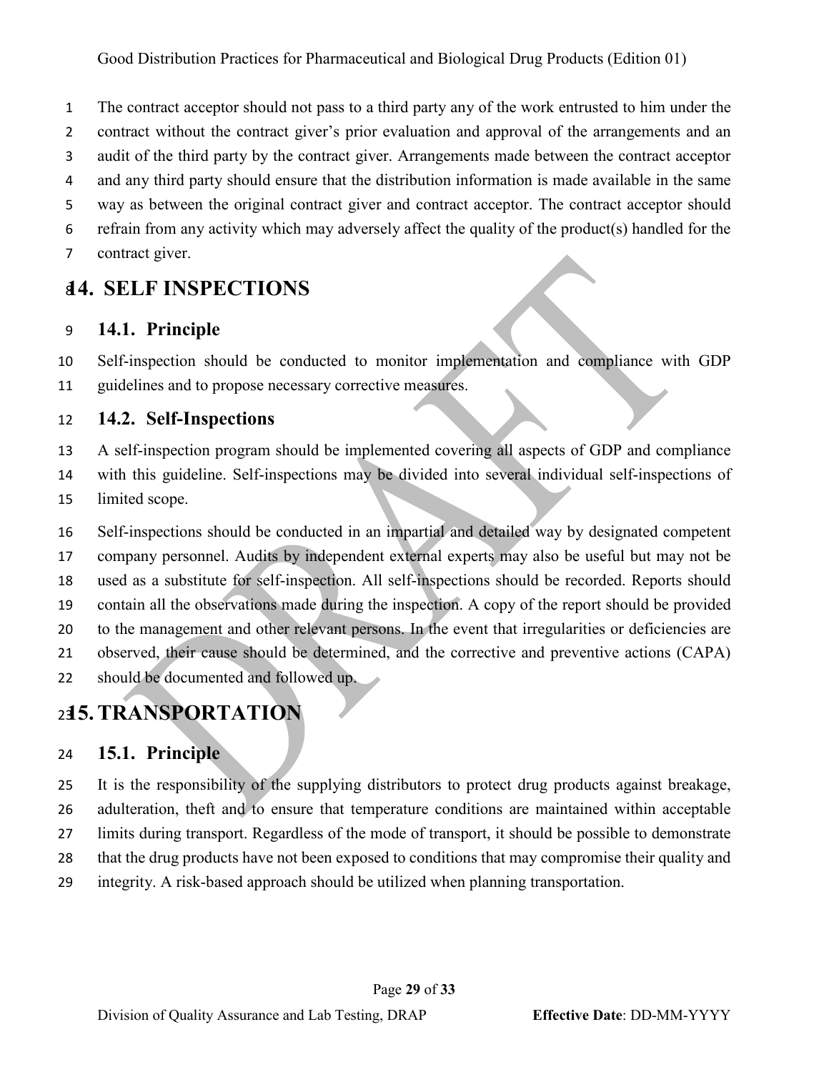The contract acceptor should not pass to a third party any of the work entrusted to him under the contract without the contract giver's prior evaluation and approval of the arrangements and an audit of the third party by the contract giver. Arrangements made between the contract acceptor and any third party should ensure that the distribution information is made available in the same way as between the original contract giver and contract acceptor. The contract acceptor should refrain from any activity which may adversely affect the quality of the product(s) handled for the contract giver.

# 14. SELF INSPECTIONS

## 14.1. Principle

Self-inspection should be conducted to monitor implementation and compliance with GDP guidelines and to propose necessary corrective measures.

## 14.2. Self-Inspections

A self-inspection program should be implemented covering all aspects of GDP and compliance with this guideline. Self-inspections may be divided into several individual self-inspections of limited scope.

Self-inspections should be conducted in an impartial and detailed way by designated competent company personnel. Audits by independent external experts may also be useful but may not be used as a substitute for self-inspection. All self-inspections should be recorded. Reports should contain all the observations made during the inspection. A copy of the report should be provided to the management and other relevant persons. In the event that irregularities or deficiencies are observed, their cause should be determined, and the corrective and preventive actions (CAPA) should be documented and followed up.

# 15. TRANSPORTATION

## 15.1. Principle

It is the responsibility of the supplying distributors to protect drug products against breakage, adulteration, theft and to ensure that temperature conditions are maintained within acceptable limits during transport. Regardless of the mode of transport, it should be possible to demonstrate that the drug products have not been exposed to conditions that may compromise their quality and integrity. A risk-based approach should be utilized when planning transportation.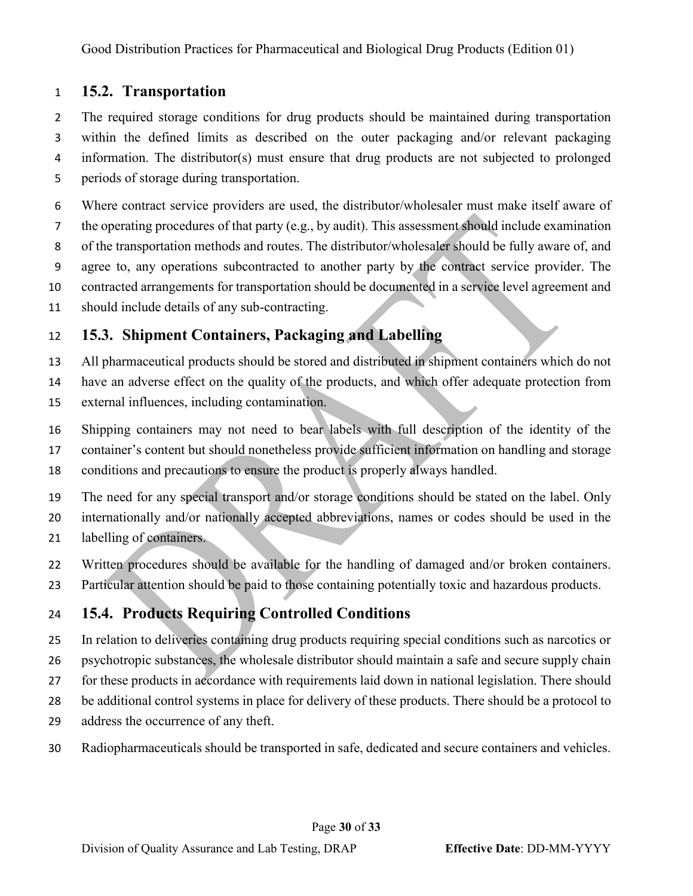## 15.2. Transportation

The required storage conditions for drug products should be maintained during transportation within the defined limits as described on the outer packaging and/or relevant packaging information. The distributor(s) must ensure that drug products are not subjected to prolonged periods of storage during transportation.

Where contract service providers are used, the distributor/wholesaler must make itself aware of the operating procedures of that party (e.g., by audit). This assessment should include examination of the transportation methods and routes. The distributor/wholesaler should be fully aware of, and agree to, any operations subcontracted to another party by the contract service provider. The contracted arrangements for transportation should be documented in a service level agreement and should include details of any sub-contracting.

## 15.3. Shipment Containers, Packaging and Labelling

All pharmaceutical products should be stored and distributed in shipment containers which do not have an adverse effect on the quality of the products, and which offer adequate protection from external influences, including contamination.

Shipping containers may not need to bear labels with full description of the identity of the container's content but should nonetheless provide sufficient information on handling and storage conditions and precautions to ensure the product is properly always handled.

The need for any special transport and/or storage conditions should be stated on the label. Only internationally and/or nationally accepted abbreviations, names or codes should be used in the labelling of containers.

Written procedures should be available for the handling of damaged and/or broken containers. Particular attention should be paid to those containing potentially toxic and hazardous products.

## 15.4. Products Requiring Controlled Conditions

In relation to deliveries containing drug products requiring special conditions such as narcotics or psychotropic substances, the wholesale distributor should maintain a safe and secure supply chain for these products in accordance with requirements laid down in national legislation. There should be additional control systems in place for delivery of these products. There should be a protocol to address the occurrence of any theft.

Radiopharmaceuticals should be transported in safe, dedicated and secure containers and vehicles.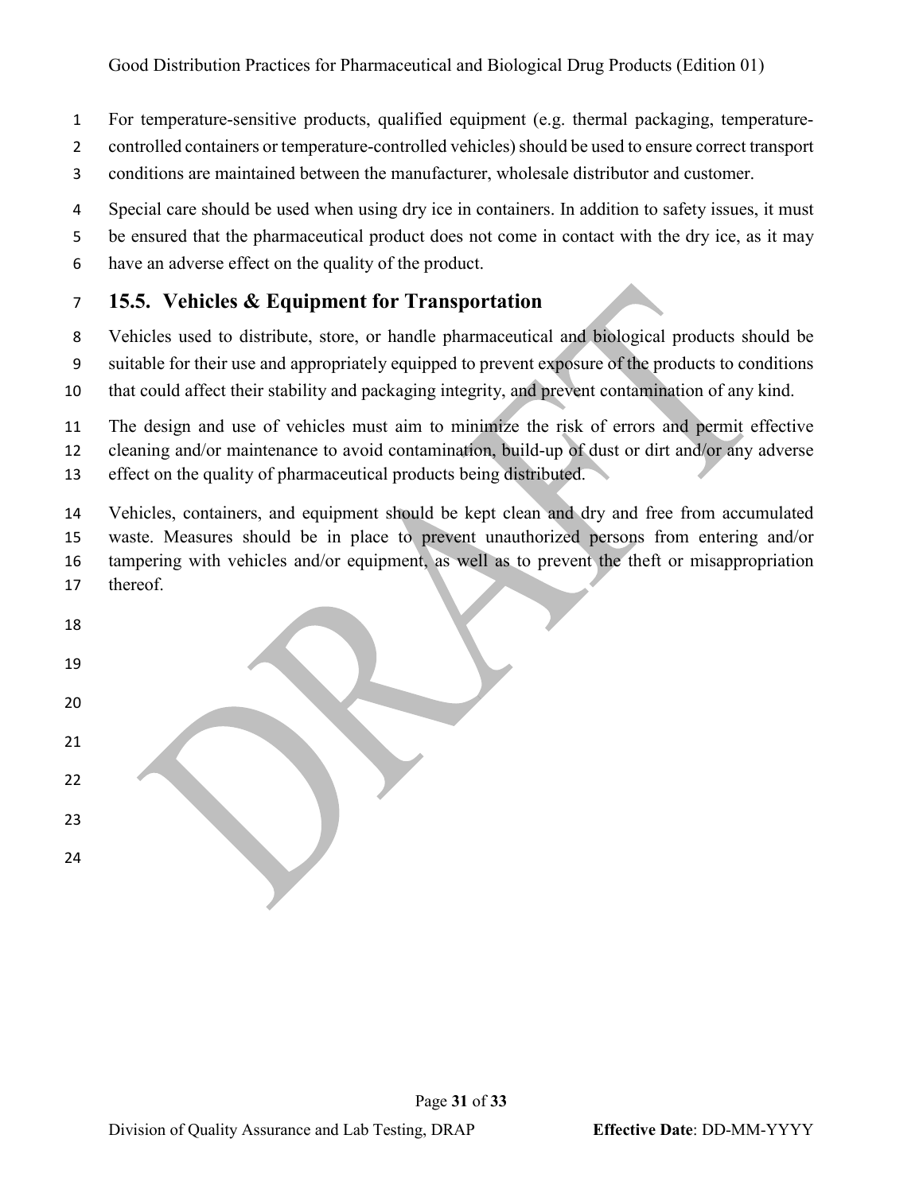For temperature-sensitive products, qualified equipment (e.g. thermal packaging, temperature-controlled containers or temperature-controlled vehicles) should be used to ensure correct transport conditions are maintained between the manufacturer, wholesale distributor and customer.

Special care should be used when using dry ice in containers. In addition to safety issues, it must be ensured that the pharmaceutical product does not come in contact with the dry ice, as it may have an adverse effect on the quality of the product.

## 15.5. Vehicles & Equipment for Transportation

Vehicles used to distribute, store, or handle pharmaceutical and biological products should be suitable for their use and appropriately equipped to prevent exposure of the products to conditions that could affect their stability and packaging integrity, and prevent contamination of any kind.

The design and use of vehicles must aim to minimize the risk of errors and permit effective cleaning and/or maintenance to avoid contamination, build-up of dust or dirt and/or any adverse effect on the quality of pharmaceutical products being distributed.

Vehicles, containers, and equipment should be kept clean and dry and free from accumulated waste. Measures should be in place to prevent unauthorized persons from entering and/or tampering with vehicles and/or equipment, as well as to prevent the theft or misappropriation thereof.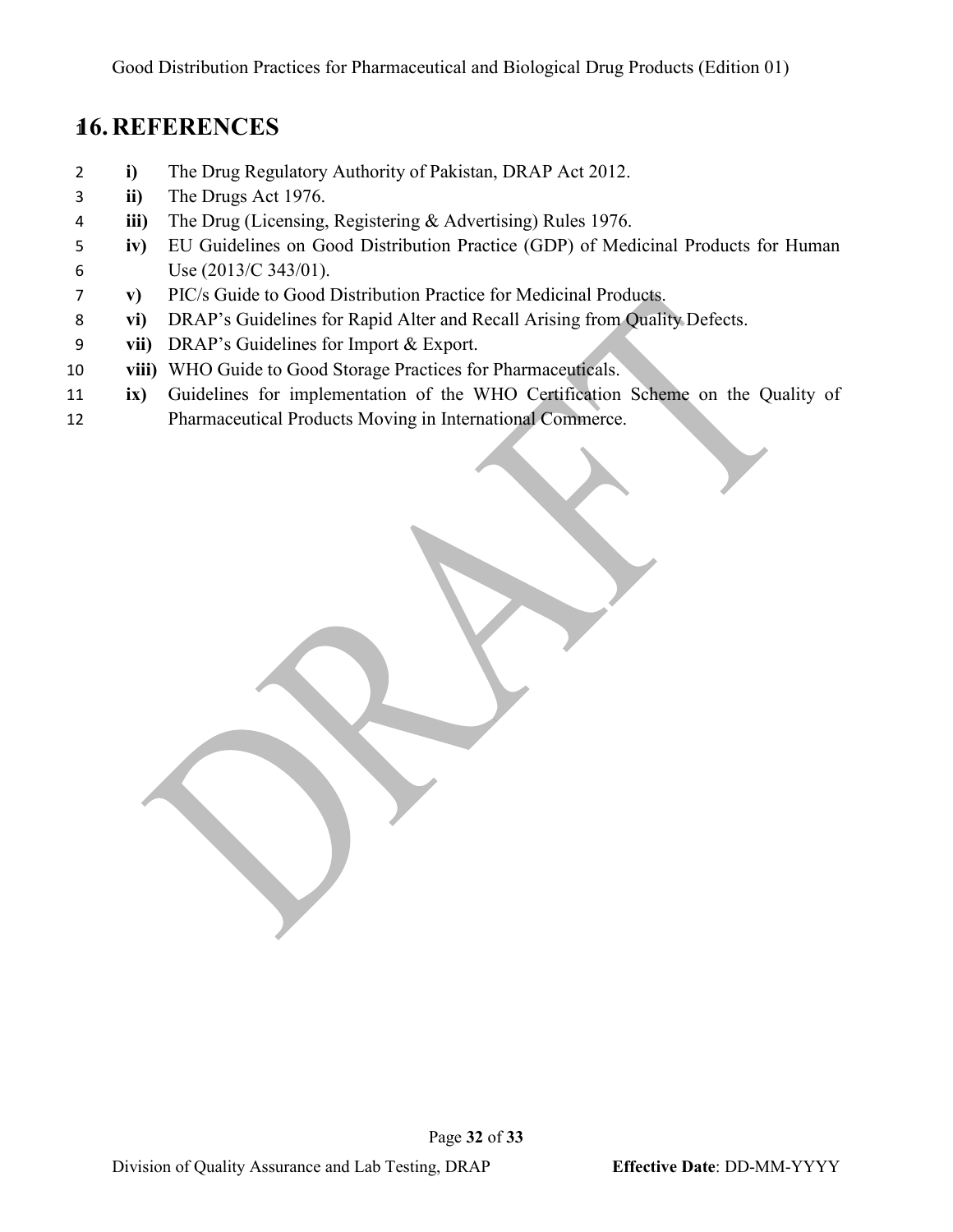# 16. REFERENCES

- **i)** The Drug Regulatory Authority of Pakistan, DRAP Act 2012.
- **ii)** The Drugs Act 1976.
- **iii)** The Drug (Licensing, Registering & Advertising) Rules 1976.
- **iv)** EU Guidelines on Good Distribution Practice (GDP) of Medicinal Products for Human Use (2013/C 343/01).
- **v)** PIC/s Guide to Good Distribution Practice for Medicinal Products.
- **vi)** DRAP's Guidelines for Rapid Alter and Recall Arising from Quality Defects.
- **vii)** DRAP's Guidelines for Import & Export.
- **viii)** WHO Guide to Good Storage Practices for Pharmaceuticals.
- **ix)** Guidelines for implementation of the WHO Certification Scheme on the Quality of Pharmaceutical Products Moving in International Commerce.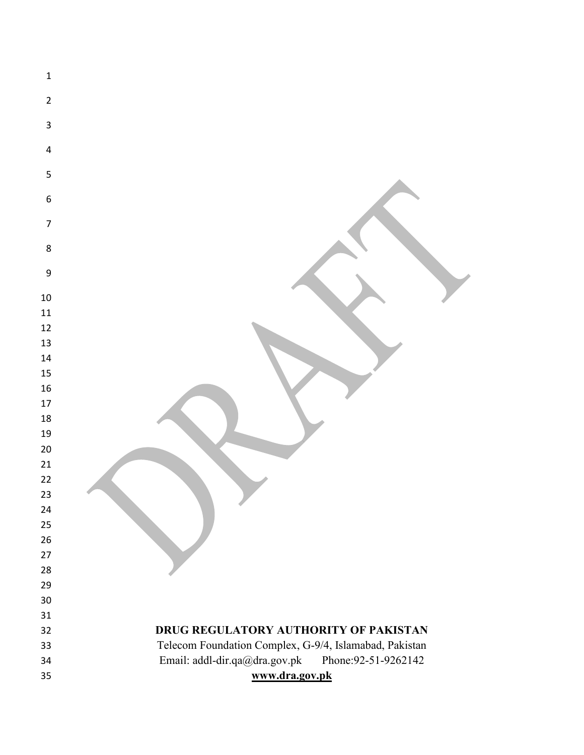**DRUG REGULATORY AUTHORITY OF PAKISTAN**

Telecom Foundation Complex, G-9/4, Islamabad, Pakistan

Email: addl-dir.qa@dra.gov.pk Phone:92-51-9262142

**www.dra.gov.pk**